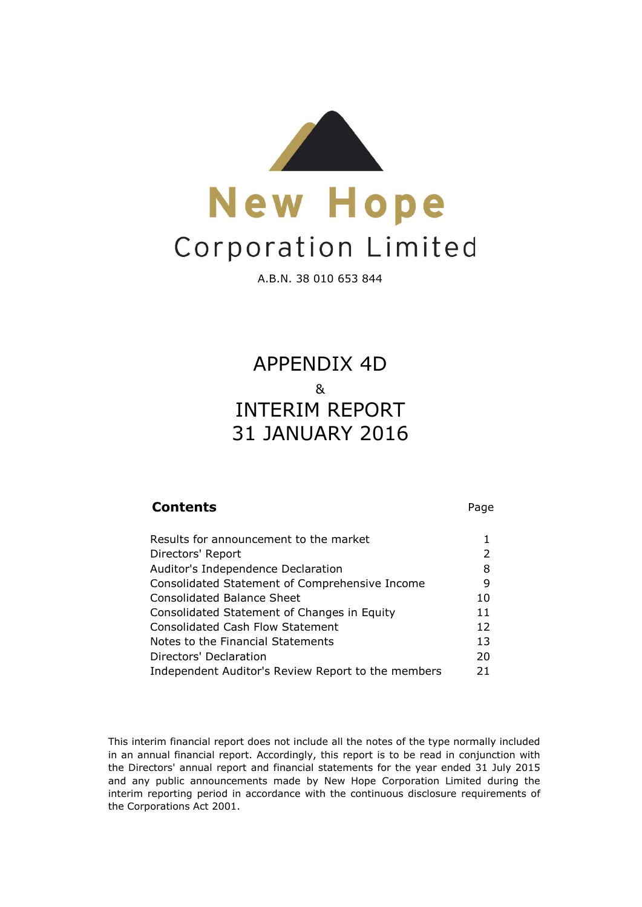# New Hope

## Corporation Limited

A.B.N. 38 010 653 844

# APPENDIX 4D

&

# INTERIM REPORT

# 31 JANUARY 2016

| **Contents** | Page |
|---|---|
| Results for announcement to the market | 1 |
| Directors' Report | 2 |
| Auditor's Independence Declaration | 8 |
| Consolidated Statement of Comprehensive Income | 9 |
| Consolidated Balance Sheet | 10 |
| Consolidated Statement of Changes in Equity | 11 |
| Consolidated Cash Flow Statement | 12 |
| Notes to the Financial Statements | 13 |
| Directors' Declaration | 20 |
| Independent Auditor's Review Report to the members | 21 |

This interim financial report does not include all the notes of the type normally included in an annual financial report. Accordingly, this report is to be read in conjunction with the Directors' annual report and financial statements for the year ended 31 July 2015 and any public announcements made by New Hope Corporation Limited during the interim reporting period in accordance with the continuous disclosure requirements of the Corporations Act 2001.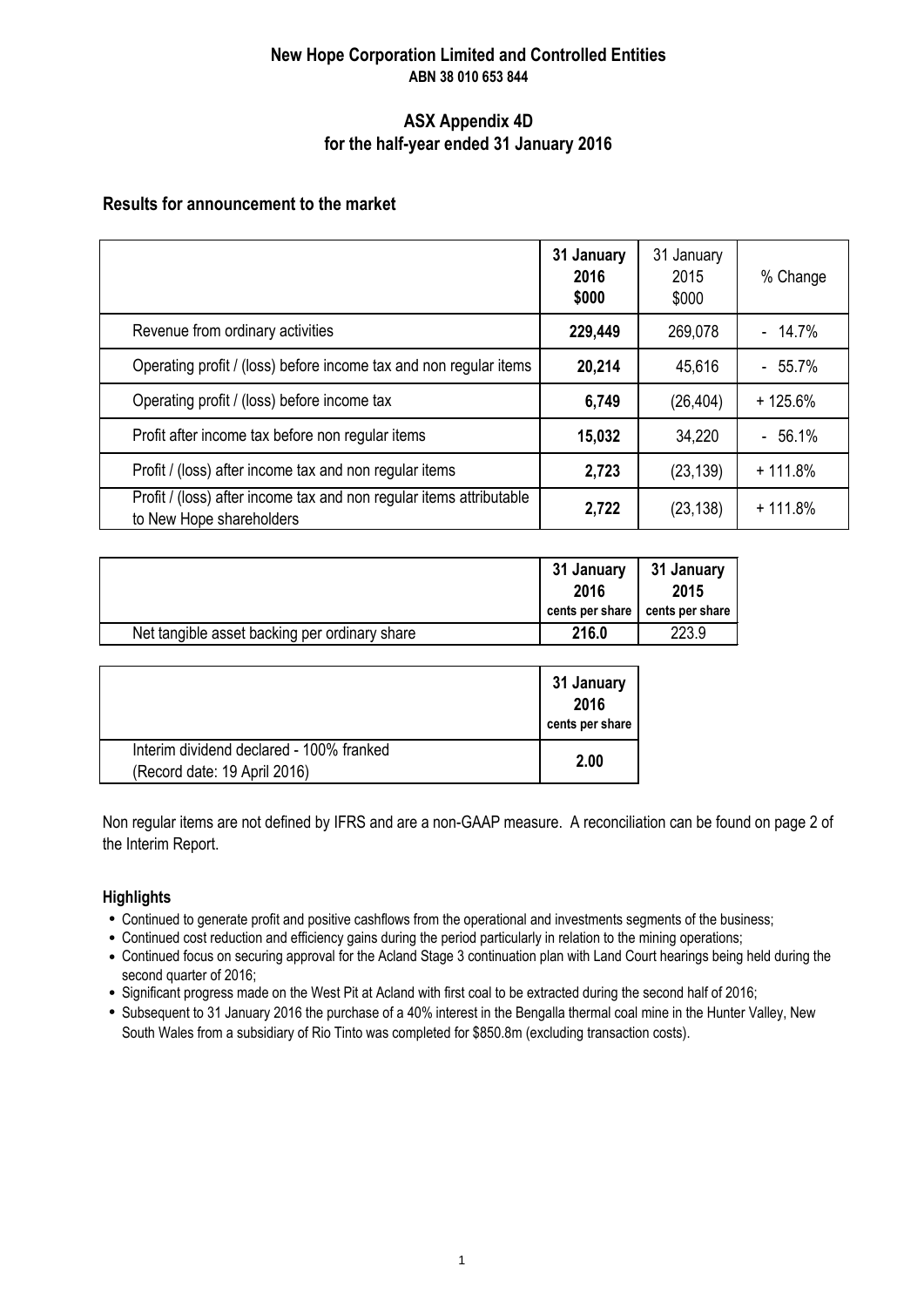**New Hope Corporation Limited and Controlled Entities**
**ABN 38 010 653 844**

## ASX Appendix 4D
## for the half-year ended 31 January 2016

### Results for announcement to the market

| | **31 January 2016 $000** | 31 January 2015 $000 | % Change |
|---|---|---|---|
| Revenue from ordinary activities | **229,449** | 269,078 | - 14.7% |
| Operating profit / (loss) before income tax and non regular items | **20,214** | 45,616 | - 55.7% |
| Operating profit / (loss) before income tax | **6,749** | (26,404) | + 125.6% |
| Profit after income tax before non regular items | **15,032** | 34,220 | - 56.1% |
| Profit / (loss) after income tax and non regular items | **2,723** | (23,139) | + 111.8% |
| Profit / (loss) after income tax and non regular items attributable to New Hope shareholders | **2,722** | (23,138) | + 111.8% |

| | **31 January 2016 cents per share** | **31 January 2015 cents per share** |
|---|---|---|
| Net tangible asset backing per ordinary share | **216.0** | 223.9 |

| | **31 January 2016 cents per share** |
|---|---|
| Interim dividend declared - 100% franked (Record date: 19 April 2016) | **2.00** |

Non regular items are not defined by IFRS and are a non-GAAP measure. A reconciliation can be found on page 2 of the Interim Report.

#### Highlights

- Continued to generate profit and positive cashflows from the operational and investments segments of the business;
- Continued cost reduction and efficiency gains during the period particularly in relation to the mining operations;
- Continued focus on securing approval for the Acland Stage 3 continuation plan with Land Court hearings being held during the second quarter of 2016;
- Significant progress made on the West Pit at Acland with first coal to be extracted during the second half of 2016;
- Subsequent to 31 January 2016 the purchase of a 40% interest in the Bengalla thermal coal mine in the Hunter Valley, New South Wales from a subsidiary of Rio Tinto was completed for $850.8m (excluding transaction costs).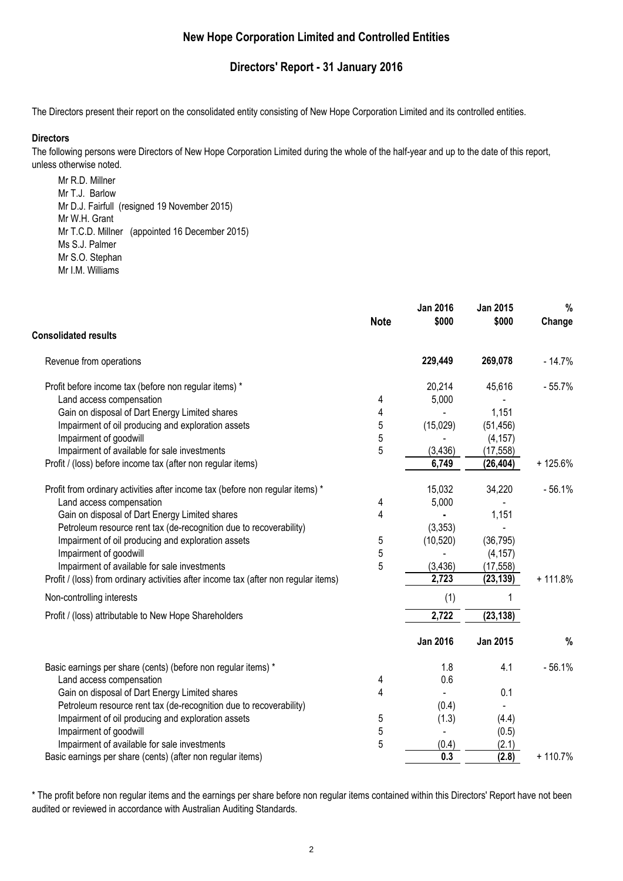# New Hope Corporation Limited and Controlled Entities

## Directors' Report - 31 January 2016

The Directors present their report on the consolidated entity consisting of New Hope Corporation Limited and its controlled entities.

**Directors**

The following persons were Directors of New Hope Corporation Limited during the whole of the half-year and up to the date of this report, unless otherwise noted.

Mr R.D. Millner
Mr T.J. Barlow
Mr D.J. Fairfull (resigned 19 November 2015)
Mr W.H. Grant
Mr T.C.D. Millner (appointed 16 December 2015)
Ms S.J. Palmer
Mr S.O. Stephan
Mr I.M. Williams

| | Note | Jan 2016 $000 | Jan 2015 $000 | % Change |
|---|---|---|---|---|
| **Consolidated results** | | | | |
| Revenue from operations | | **229,449** | **269,078** | - 14.7% |
| Profit before income tax (before non regular items) * | | 20,214 | 45,616 | - 55.7% |
| Land access compensation | 4 | 5,000 | - | |
| Gain on disposal of Dart Energy Limited shares | 4 | - | 1,151 | |
| Impairment of oil producing and exploration assets | 5 | (15,029) | (51,456) | |
| Impairment of goodwill | 5 | - | (4,157) | |
| Impairment of available for sale investments | 5 | (3,436) | (17,558) | |
| Profit / (loss) before income tax (after non regular items) | | **6,749** | **(26,404)** | + 125.6% |
| Profit from ordinary activities after income tax (before non regular items) * | | 15,032 | 34,220 | - 56.1% |
| Land access compensation | 4 | 5,000 | - | |
| Gain on disposal of Dart Energy Limited shares | 4 | - | 1,151 | |
| Petroleum resource rent tax (de-recognition due to recoverability) | | (3,353) | - | |
| Impairment of oil producing and exploration assets | 5 | (10,520) | (36,795) | |
| Impairment of goodwill | 5 | - | (4,157) | |
| Impairment of available for sale investments | 5 | (3,436) | (17,558) | |
| Profit / (loss) from ordinary activities after income tax (after non regular items) | | **2,723** | **(23,139)** | + 111.8% |
| Non-controlling interests | | (1) | 1 | |
| Profit / (loss) attributable to New Hope Shareholders | | **2,722** | **(23,138)** | |

| | Note | Jan 2016 | Jan 2015 | % |
|---|---|---|---|---|
| Basic earnings per share (cents) (before non regular items) * | | 1.8 | 4.1 | - 56.1% |
| Land access compensation | 4 | 0.6 | | |
| Gain on disposal of Dart Energy Limited shares | 4 | - | 0.1 | |
| Petroleum resource rent tax (de-recognition due to recoverability) | | (0.4) | - | |
| Impairment of oil producing and exploration assets | 5 | (1.3) | (4.4) | |
| Impairment of goodwill | 5 | - | (0.5) | |
| Impairment of available for sale investments | 5 | (0.4) | (2.1) | |
| Basic earnings per share (cents) (after non regular items) | | **0.3** | **(2.8)** | + 110.7% |

* The profit before non regular items and the earnings per share before non regular items contained within this Directors' Report have not been audited or reviewed in accordance with Australian Auditing Standards.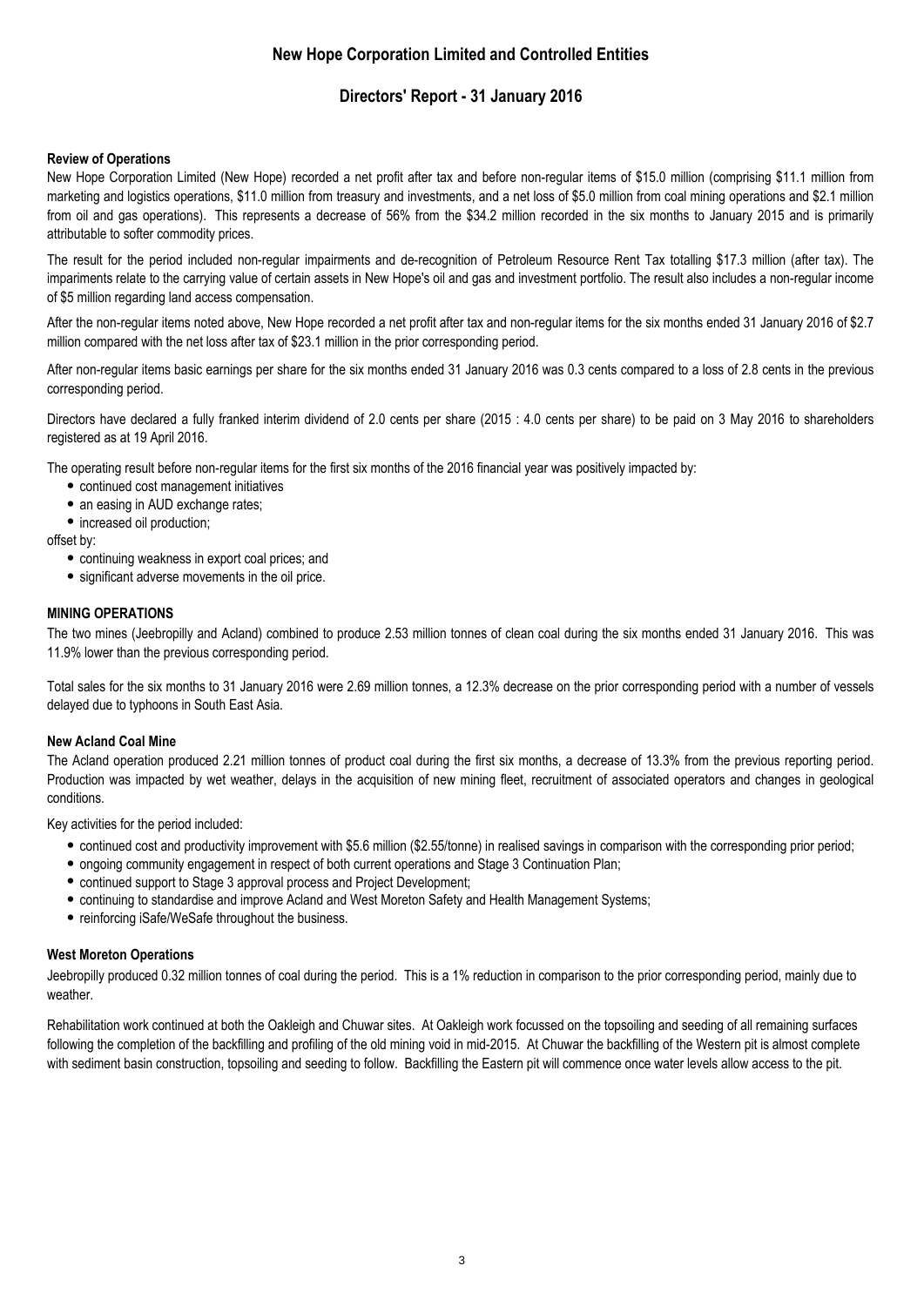# New Hope Corporation Limited and Controlled Entities

## Directors' Report - 31 January 2016

**Review of Operations**

New Hope Corporation Limited (New Hope) recorded a net profit after tax and before non-regular items of $15.0 million (comprising $11.1 million from marketing and logistics operations, $11.0 million from treasury and investments, and a net loss of $5.0 million from coal mining operations and $2.1 million from oil and gas operations). This represents a decrease of 56% from the $34.2 million recorded in the six months to January 2015 and is primarily attributable to softer commodity prices.

The result for the period included non-regular impairments and de-recognition of Petroleum Resource Rent Tax totalling $17.3 million (after tax). The impariments relate to the carrying value of certain assets in New Hope's oil and gas and investment portfolio. The result also includes a non-regular income of $5 million regarding land access compensation.

After the non-regular items noted above, New Hope recorded a net profit after tax and non-regular items for the six months ended 31 January 2016 of $2.7 million compared with the net loss after tax of $23.1 million in the prior corresponding period.

After non-regular items basic earnings per share for the six months ended 31 January 2016 was 0.3 cents compared to a loss of 2.8 cents in the previous corresponding period.

Directors have declared a fully franked interim dividend of 2.0 cents per share (2015 : 4.0 cents per share) to be paid on 3 May 2016 to shareholders registered as at 19 April 2016.

The operating result before non-regular items for the first six months of the 2016 financial year was positively impacted by:

- continued cost management initiatives
- an easing in AUD exchange rates;
- increased oil production;

offset by:

- continuing weakness in export coal prices; and
- significant adverse movements in the oil price.

**MINING OPERATIONS**

The two mines (Jeebropilly and Acland) combined to produce 2.53 million tonnes of clean coal during the six months ended 31 January 2016. This was 11.9% lower than the previous corresponding period.

Total sales for the six months to 31 January 2016 were 2.69 million tonnes, a 12.3% decrease on the prior corresponding period with a number of vessels delayed due to typhoons in South East Asia.

**New Acland Coal Mine**

The Acland operation produced 2.21 million tonnes of product coal during the first six months, a decrease of 13.3% from the previous reporting period. Production was impacted by wet weather, delays in the acquisition of new mining fleet, recruitment of associated operators and changes in geological conditions.

Key activities for the period included:

- continued cost and productivity improvement with $5.6 million ($2.55/tonne) in realised savings in comparison with the corresponding prior period;
- ongoing community engagement in respect of both current operations and Stage 3 Continuation Plan;
- continued support to Stage 3 approval process and Project Development;
- continuing to standardise and improve Acland and West Moreton Safety and Health Management Systems;
- reinforcing iSafe/WeSafe throughout the business.

**West Moreton Operations**

Jeebropilly produced 0.32 million tonnes of coal during the period. This is a 1% reduction in comparison to the prior corresponding period, mainly due to weather.

Rehabilitation work continued at both the Oakleigh and Chuwar sites. At Oakleigh work focussed on the topsoiling and seeding of all remaining surfaces following the completion of the backfilling and profiling of the old mining void in mid-2015. At Chuwar the backfilling of the Western pit is almost complete with sediment basin construction, topsoiling and seeding to follow. Backfilling the Eastern pit will commence once water levels allow access to the pit.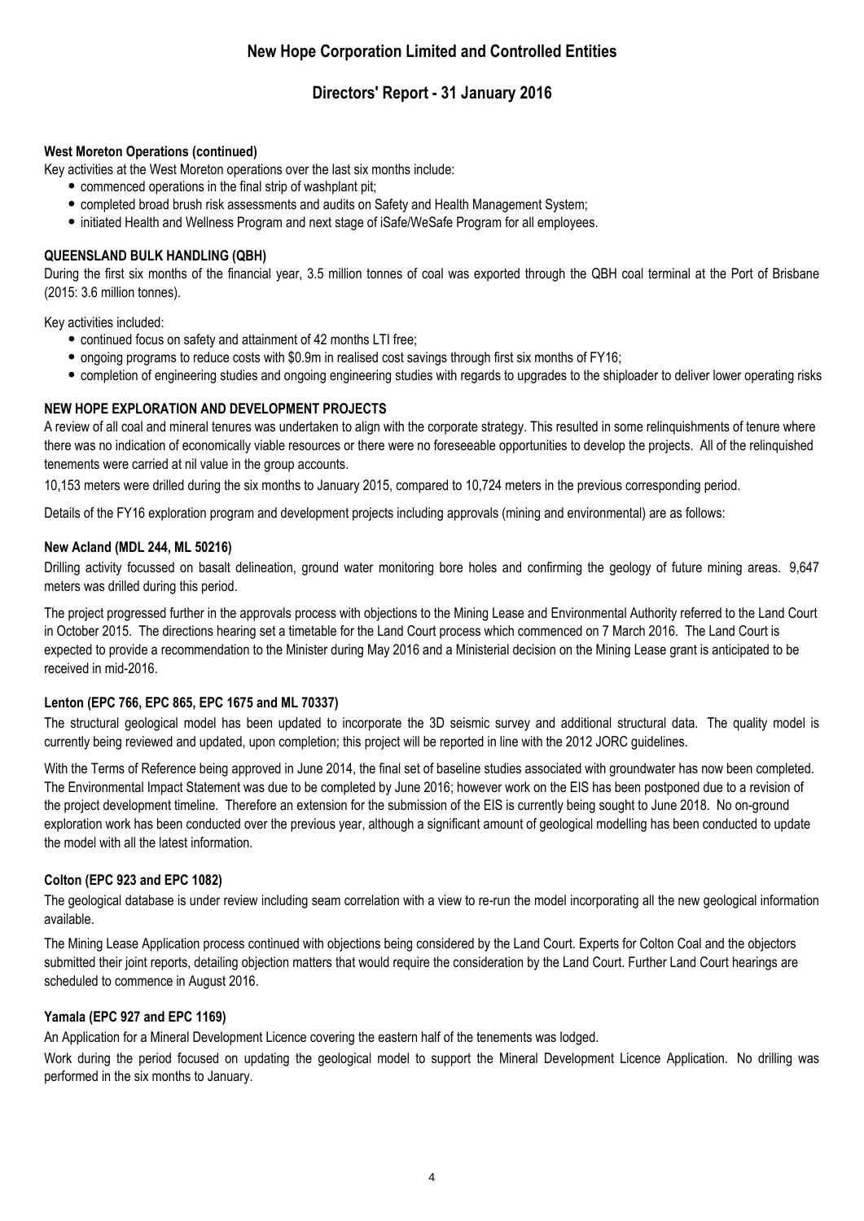**West Moreton Operations (continued)**

Key activities at the West Moreton operations over the last six months include:

- commenced operations in the final strip of washplant pit;
- completed broad brush risk assessments and audits on Safety and Health Management System;
- initiated Health and Wellness Program and next stage of iSafe/WeSafe Program for all employees.

**QUEENSLAND BULK HANDLING (QBH)**

During the first six months of the financial year, 3.5 million tonnes of coal was exported through the QBH coal terminal at the Port of Brisbane (2015: 3.6 million tonnes).

Key activities included:

- continued focus on safety and attainment of 42 months LTI free;
- ongoing programs to reduce costs with $0.9m in realised cost savings through first six months of FY16;
- completion of engineering studies and ongoing engineering studies with regards to upgrades to the shiploader to deliver lower operating risks

**NEW HOPE EXPLORATION AND DEVELOPMENT PROJECTS**

A review of all coal and mineral tenures was undertaken to align with the corporate strategy. This resulted in some relinquishments of tenure where there was no indication of economically viable resources or there were no foreseeable opportunities to develop the projects. All of the relinquished tenements were carried at nil value in the group accounts.

10,153 meters were drilled during the six months to January 2015, compared to 10,724 meters in the previous corresponding period.

Details of the FY16 exploration program and development projects including approvals (mining and environmental) are as follows:

**New Acland (MDL 244, ML 50216)**

Drilling activity focussed on basalt delineation, ground water monitoring bore holes and confirming the geology of future mining areas. 9,647 meters was drilled during this period.

The project progressed further in the approvals process with objections to the Mining Lease and Environmental Authority referred to the Land Court in October 2015. The directions hearing set a timetable for the Land Court process which commenced on 7 March 2016. The Land Court is expected to provide a recommendation to the Minister during May 2016 and a Ministerial decision on the Mining Lease grant is anticipated to be received in mid-2016.

**Lenton (EPC 766, EPC 865, EPC 1675 and ML 70337)**

The structural geological model has been updated to incorporate the 3D seismic survey and additional structural data. The quality model is currently being reviewed and updated, upon completion; this project will be reported in line with the 2012 JORC guidelines.

With the Terms of Reference being approved in June 2014, the final set of baseline studies associated with groundwater has now been completed. The Environmental Impact Statement was due to be completed by June 2016; however work on the EIS has been postponed due to a revision of the project development timeline. Therefore an extension for the submission of the EIS is currently being sought to June 2018. No on-ground exploration work has been conducted over the previous year, although a significant amount of geological modelling has been conducted to update the model with all the latest information.

**Colton (EPC 923 and EPC 1082)**

The geological database is under review including seam correlation with a view to re-run the model incorporating all the new geological information available.

The Mining Lease Application process continued with objections being considered by the Land Court. Experts for Colton Coal and the objectors submitted their joint reports, detailing objection matters that would require the consideration by the Land Court. Further Land Court hearings are scheduled to commence in August 2016.

**Yamala (EPC 927 and EPC 1169)**

An Application for a Mineral Development Licence covering the eastern half of the tenements was lodged.

Work during the period focused on updating the geological model to support the Mineral Development Licence Application. No drilling was performed in the six months to January.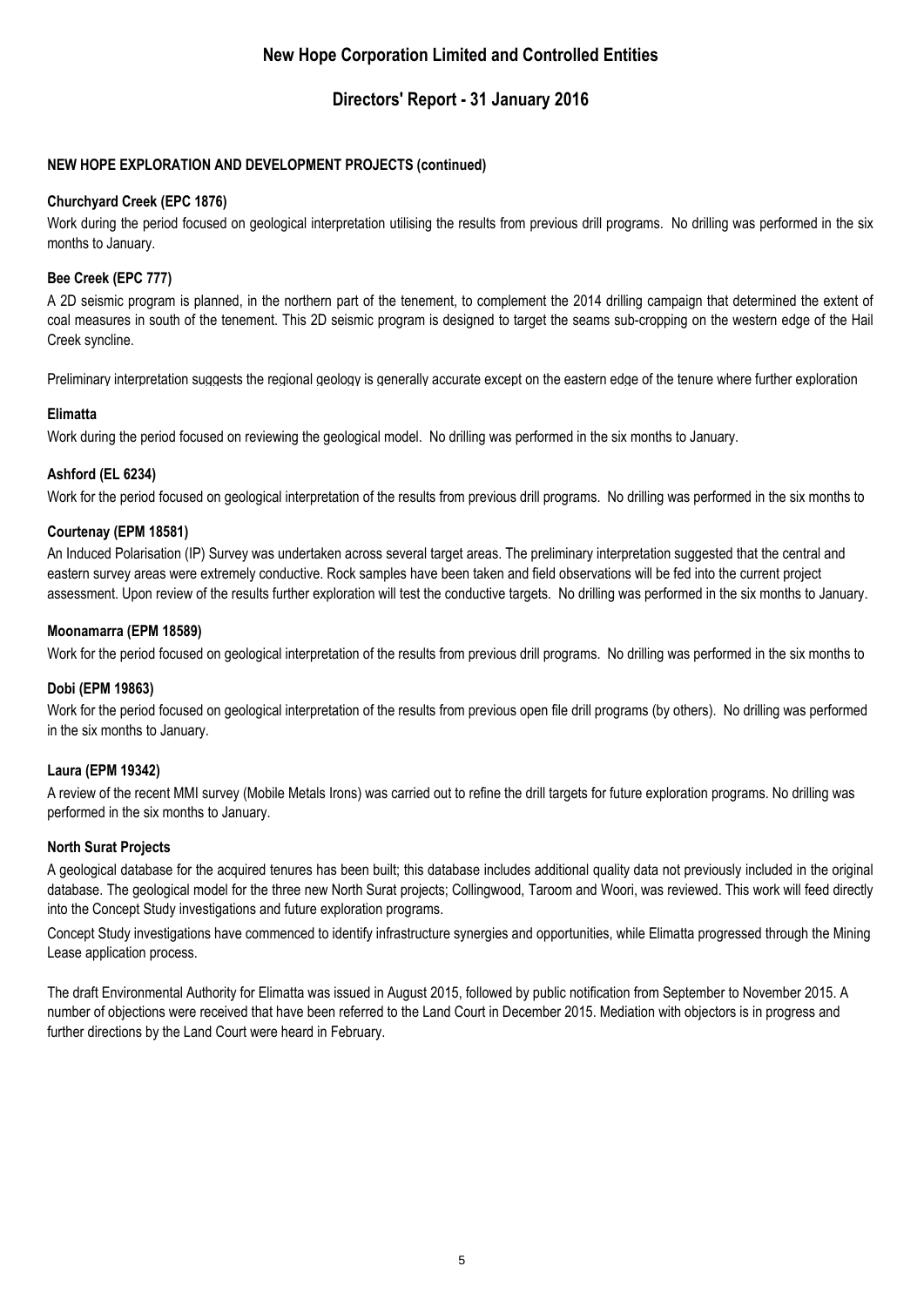## NEW HOPE EXPLORATION AND DEVELOPMENT PROJECTS (continued)

### Churchyard Creek (EPC 1876)

Work during the period focused on geological interpretation utilising the results from previous drill programs. No drilling was performed in the six months to January.

### Bee Creek (EPC 777)

A 2D seismic program is planned, in the northern part of the tenement, to complement the 2014 drilling campaign that determined the extent of coal measures in south of the tenement. This 2D seismic program is designed to target the seams sub-cropping on the western edge of the Hail Creek syncline.

Preliminary interpretation suggests the regional geology is generally accurate except on the eastern edge of the tenure where further exploration

### Elimatta

Work during the period focused on reviewing the geological model. No drilling was performed in the six months to January.

### Ashford (EL 6234)

Work for the period focused on geological interpretation of the results from previous drill programs. No drilling was performed in the six months to

### Courtenay (EPM 18581)

An Induced Polarisation (IP) Survey was undertaken across several target areas. The preliminary interpretation suggested that the central and eastern survey areas were extremely conductive. Rock samples have been taken and field observations will be fed into the current project assessment. Upon review of the results further exploration will test the conductive targets. No drilling was performed in the six months to January.

### Moonamarra (EPM 18589)

Work for the period focused on geological interpretation of the results from previous drill programs. No drilling was performed in the six months to

### Dobi (EPM 19863)

Work for the period focused on geological interpretation of the results from previous open file drill programs (by others). No drilling was performed in the six months to January.

### Laura (EPM 19342)

A review of the recent MMI survey (Mobile Metals Irons) was carried out to refine the drill targets for future exploration programs. No drilling was performed in the six months to January.

### North Surat Projects

A geological database for the acquired tenures has been built; this database includes additional quality data not previously included in the original database. The geological model for the three new North Surat projects; Collingwood, Taroom and Woori, was reviewed. This work will feed directly into the Concept Study investigations and future exploration programs.

Concept Study investigations have commenced to identify infrastructure synergies and opportunities, while Elimatta progressed through the Mining Lease application process.

The draft Environmental Authority for Elimatta was issued in August 2015, followed by public notification from September to November 2015. A number of objections were received that have been referred to the Land Court in December 2015. Mediation with objectors is in progress and further directions by the Land Court were heard in February.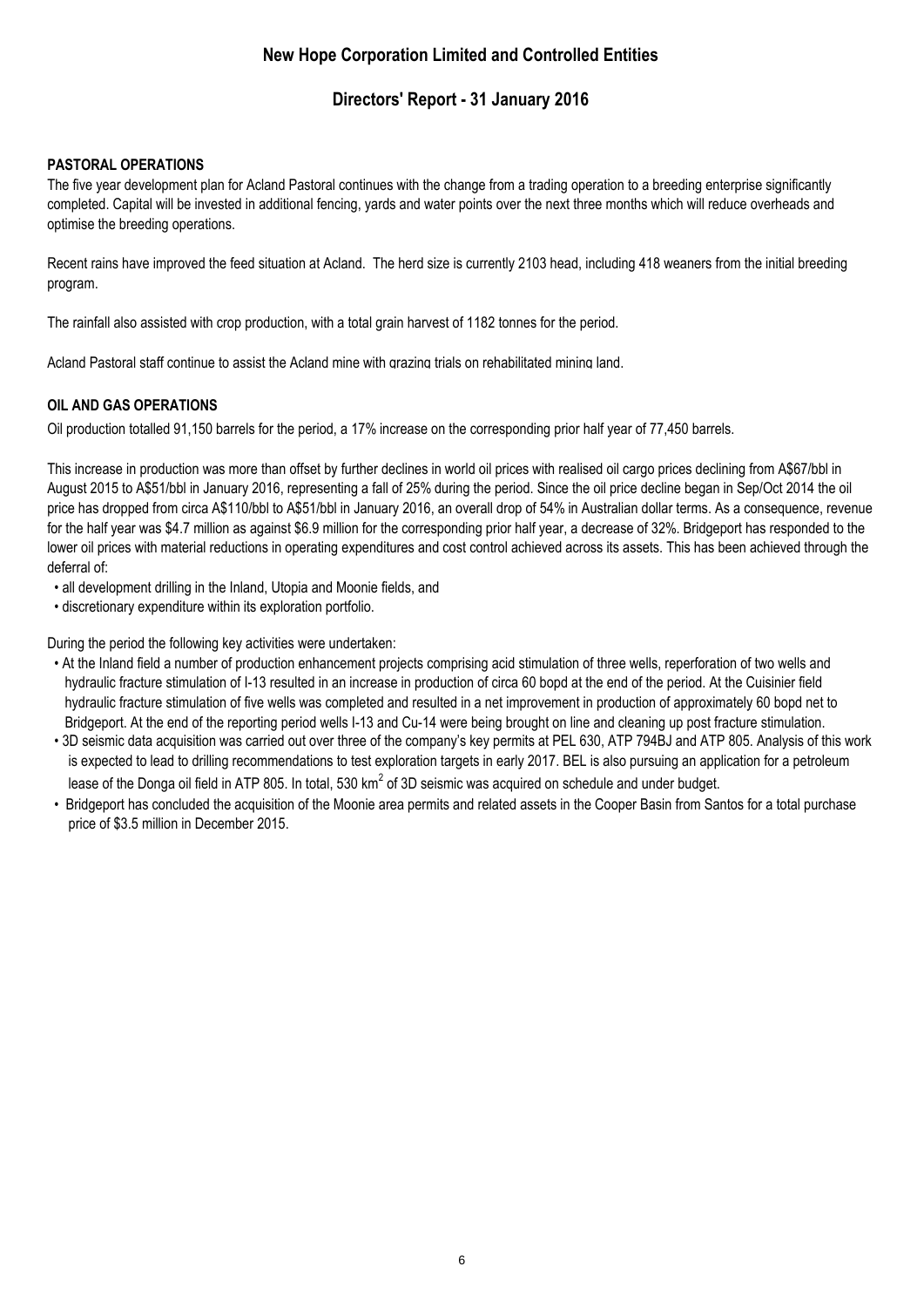## PASTORAL OPERATIONS

The five year development plan for Acland Pastoral continues with the change from a trading operation to a breeding enterprise significantly completed. Capital will be invested in additional fencing, yards and water points over the next three months which will reduce overheads and optimise the breeding operations.

Recent rains have improved the feed situation at Acland. The herd size is currently 2103 head, including 418 weaners from the initial breeding program.

The rainfall also assisted with crop production, with a total grain harvest of 1182 tonnes for the period.

Acland Pastoral staff continue to assist the Acland mine with grazing trials on rehabilitated mining land.

## OIL AND GAS OPERATIONS

Oil production totalled 91,150 barrels for the period, a 17% increase on the corresponding prior half year of 77,450 barrels.

This increase in production was more than offset by further declines in world oil prices with realised oil cargo prices declining from A$67/bbl in August 2015 to A$51/bbl in January 2016, representing a fall of 25% during the period. Since the oil price decline began in Sep/Oct 2014 the oil price has dropped from circa A$110/bbl to A$51/bbl in January 2016, an overall drop of 54% in Australian dollar terms. As a consequence, revenue for the half year was $4.7 million as against $6.9 million for the corresponding prior half year, a decrease of 32%. Bridgeport has responded to the lower oil prices with material reductions in operating expenditures and cost control achieved across its assets. This has been achieved through the deferral of:

- all development drilling in the Inland, Utopia and Moonie fields, and
- discretionary expenditure within its exploration portfolio.

During the period the following key activities were undertaken:

- At the Inland field a number of production enhancement projects comprising acid stimulation of three wells, reperforation of two wells and hydraulic fracture stimulation of I-13 resulted in an increase in production of circa 60 bopd at the end of the period. At the Cuisinier field hydraulic fracture stimulation of five wells was completed and resulted in a net improvement in production of approximately 60 bopd net to Bridgeport. At the end of the reporting period wells I-13 and Cu-14 were being brought on line and cleaning up post fracture stimulation.
- 3D seismic data acquisition was carried out over three of the company's key permits at PEL 630, ATP 794BJ and ATP 805. Analysis of this work is expected to lead to drilling recommendations to test exploration targets in early 2017. BEL is also pursuing an application for a petroleum lease of the Donga oil field in ATP 805. In total, 530 km$^2$ of 3D seismic was acquired on schedule and under budget.
- Bridgeport has concluded the acquisition of the Moonie area permits and related assets in the Cooper Basin from Santos for a total purchase price of $3.5 million in December 2015.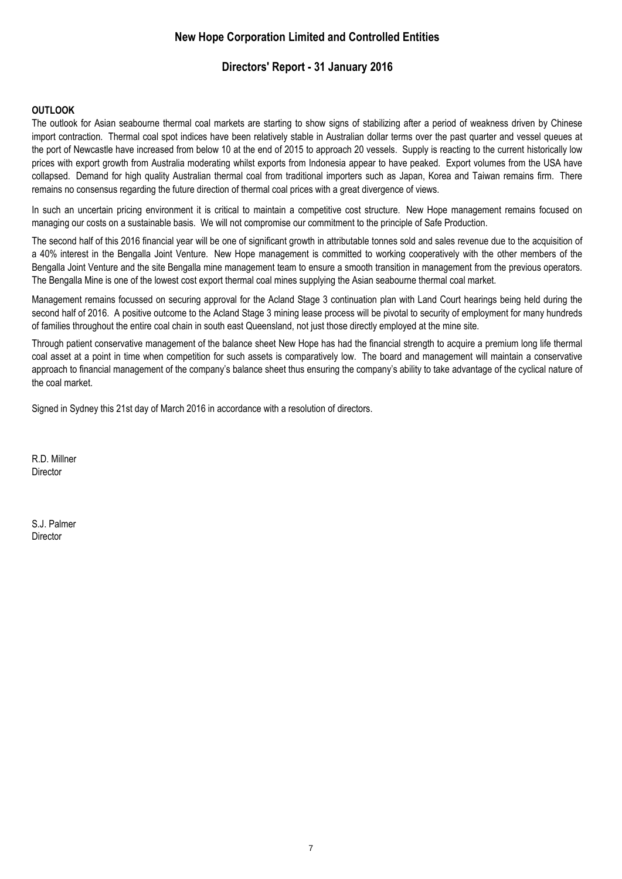## OUTLOOK

The outlook for Asian seabourne thermal coal markets are starting to show signs of stabilizing after a period of weakness driven by Chinese import contraction. Thermal coal spot indices have been relatively stable in Australian dollar terms over the past quarter and vessel queues at the port of Newcastle have increased from below 10 at the end of 2015 to approach 20 vessels. Supply is reacting to the current historically low prices with export growth from Australia moderating whilst exports from Indonesia appear to have peaked. Export volumes from the USA have collapsed. Demand for high quality Australian thermal coal from traditional importers such as Japan, Korea and Taiwan remains firm. There remains no consensus regarding the future direction of thermal coal prices with a great divergence of views.

In such an uncertain pricing environment it is critical to maintain a competitive cost structure. New Hope management remains focused on managing our costs on a sustainable basis. We will not compromise our commitment to the principle of Safe Production.

The second half of this 2016 financial year will be one of significant growth in attributable tonnes sold and sales revenue due to the acquisition of a 40% interest in the Bengalla Joint Venture. New Hope management is committed to working cooperatively with the other members of the Bengalla Joint Venture and the site Bengalla mine management team to ensure a smooth transition in management from the previous operators. The Bengalla Mine is one of the lowest cost export thermal coal mines supplying the Asian seabourne thermal coal market.

Management remains focussed on securing approval for the Acland Stage 3 continuation plan with Land Court hearings being held during the second half of 2016. A positive outcome to the Acland Stage 3 mining lease process will be pivotal to security of employment for many hundreds of families throughout the entire coal chain in south east Queensland, not just those directly employed at the mine site.

Through patient conservative management of the balance sheet New Hope has had the financial strength to acquire a premium long life thermal coal asset at a point in time when competition for such assets is comparatively low. The board and management will maintain a conservative approach to financial management of the company's balance sheet thus ensuring the company's ability to take advantage of the cyclical nature of the coal market.

Signed in Sydney this 21st day of March 2016 in accordance with a resolution of directors.

R.D. Millner
Director

S.J. Palmer
Director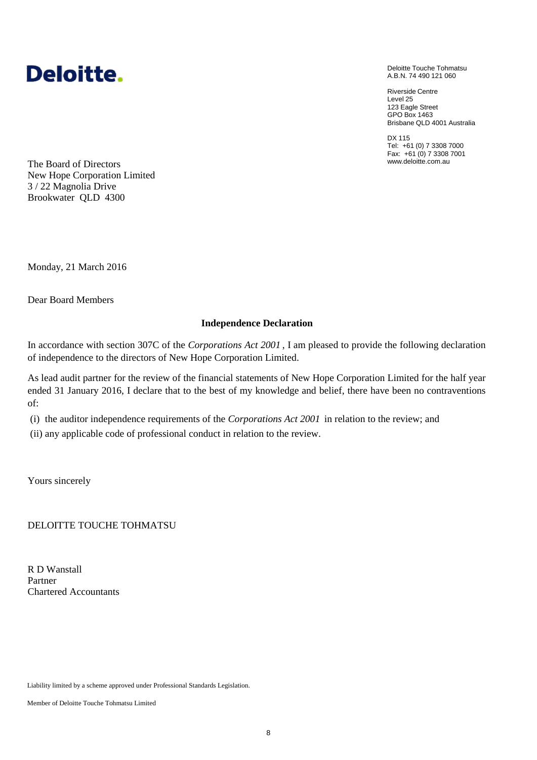Deloitte.

Deloitte Touche Tohmatsu
A.B.N. 74 490 121 060

Riverside Centre
Level 25
123 Eagle Street
GPO Box 1463
Brisbane QLD 4001 Australia

DX 115
Tel: +61 (0) 7 3308 7000
Fax: +61 (0) 7 3308 7001
www.deloitte.com.au

The Board of Directors
New Hope Corporation Limited
3 / 22 Magnolia Drive
Brookwater QLD 4300

Monday, 21 March 2016

Dear Board Members

**Independence Declaration**

In accordance with section 307C of the *Corporations Act 2001* , I am pleased to provide the following declaration of independence to the directors of New Hope Corporation Limited.

As lead audit partner for the review of the financial statements of New Hope Corporation Limited for the half year ended 31 January 2016, I declare that to the best of my knowledge and belief, there have been no contraventions of:

(i) the auditor independence requirements of the *Corporations Act 2001* in relation to the review; and

(ii) any applicable code of professional conduct in relation to the review.

Yours sincerely

DELOITTE TOUCHE TOHMATSU

R D Wanstall
Partner
Chartered Accountants

Liability limited by a scheme approved under Professional Standards Legislation.

Member of Deloitte Touche Tohmatsu Limited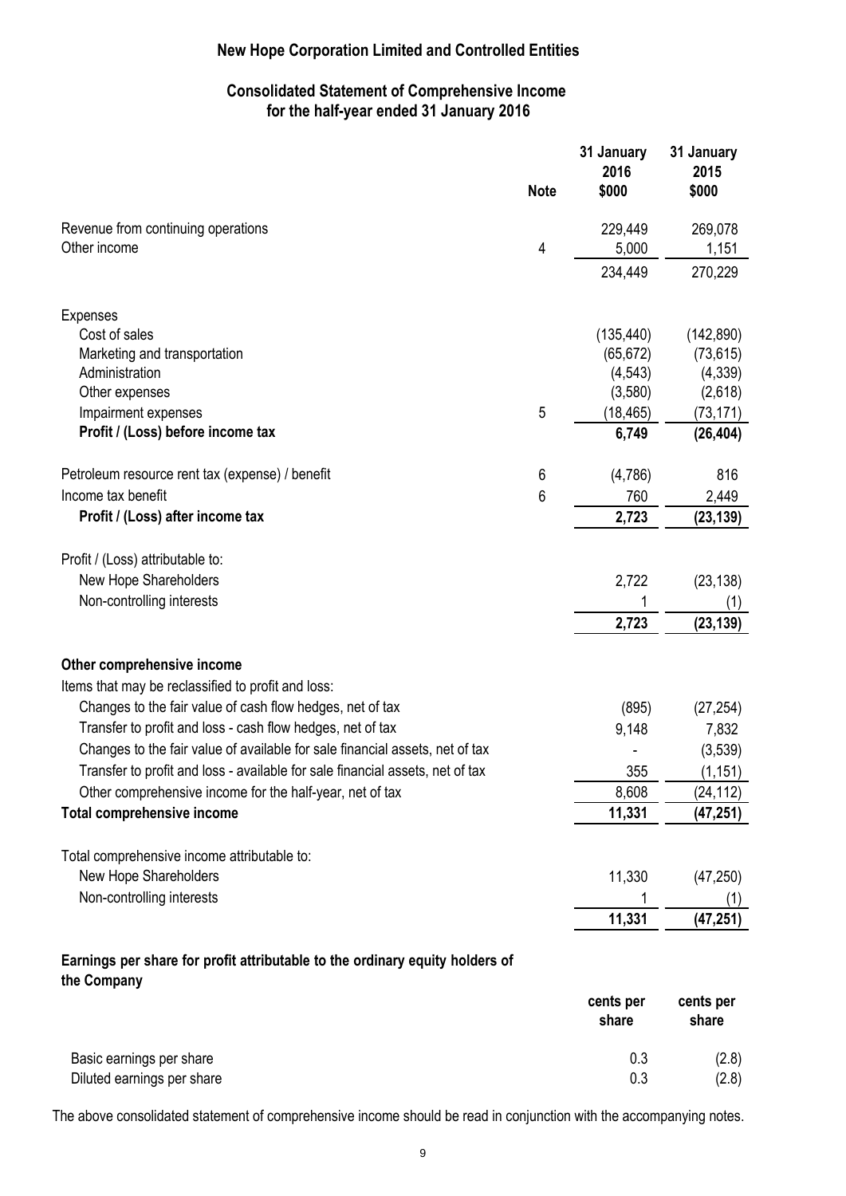# New Hope Corporation Limited and Controlled Entities

## Consolidated Statement of Comprehensive Income for the half-year ended 31 January 2016

| | Note | 31 January 2016 $000 | 31 January 2015 $000 |
|---|---|---|---|
| Revenue from continuing operations | | 229,449 | 269,078 |
| Other income | 4 | 5,000 | 1,151 |
| | | 234,449 | 270,229 |
| Expenses | | | |
| Cost of sales | | (135,440) | (142,890) |
| Marketing and transportation | | (65,672) | (73,615) |
| Administration | | (4,543) | (4,339) |
| Other expenses | | (3,580) | (2,618) |
| Impairment expenses | 5 | (18,465) | (73,171) |
| **Profit / (Loss) before income tax** | | **6,749** | **(26,404)** |
| Petroleum resource rent tax (expense) / benefit | 6 | (4,786) | 816 |
| Income tax benefit | 6 | 760 | 2,449 |
| **Profit / (Loss) after income tax** | | **2,723** | **(23,139)** |
| Profit / (Loss) attributable to: | | | |
| New Hope Shareholders | | 2,722 | (23,138) |
| Non-controlling interests | | 1 | (1) |
| | | **2,723** | **(23,139)** |
| **Other comprehensive income** | | | |
| Items that may be reclassified to profit and loss: | | | |
| Changes to the fair value of cash flow hedges, net of tax | | (895) | (27,254) |
| Transfer to profit and loss - cash flow hedges, net of tax | | 9,148 | 7,832 |
| Changes to the fair value of available for sale financial assets, net of tax | | - | (3,539) |
| Transfer to profit and loss - available for sale financial assets, net of tax | | 355 | (1,151) |
| Other comprehensive income for the half-year, net of tax | | 8,608 | (24,112) |
| **Total comprehensive income** | | **11,331** | **(47,251)** |
| Total comprehensive income attributable to: | | | |
| New Hope Shareholders | | 11,330 | (47,250) |
| Non-controlling interests | | 1 | (1) |
| | | **11,331** | **(47,251)** |

**Earnings per share for profit attributable to the ordinary equity holders of the Company**

| | cents per share | cents per share |
|---|---|---|
| Basic earnings per share | 0.3 | (2.8) |
| Diluted earnings per share | 0.3 | (2.8) |

The above consolidated statement of comprehensive income should be read in conjunction with the accompanying notes.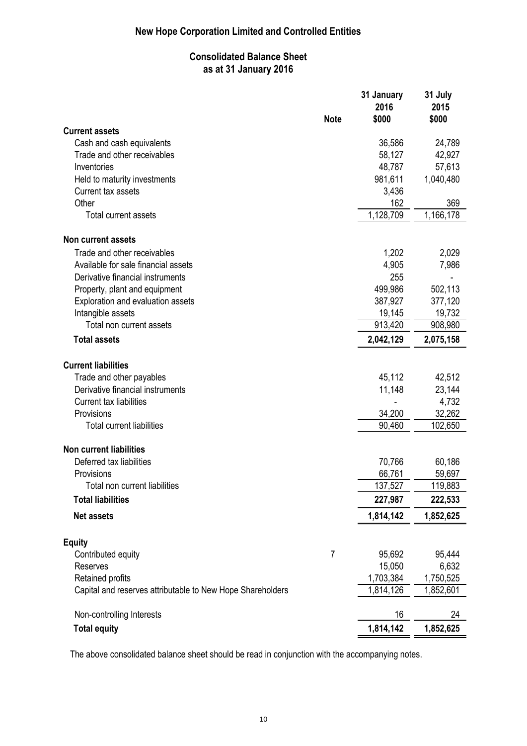# New Hope Corporation Limited and Controlled Entities

## Consolidated Balance Sheet
## as at 31 January 2016

| | Note | 31 January 2016 $000 | 31 July 2015 $000 |
|---|---|---|---|
| **Current assets** | | | |
| Cash and cash equivalents | | 36,586 | 24,789 |
| Trade and other receivables | | 58,127 | 42,927 |
| Inventories | | 48,787 | 57,613 |
| Held to maturity investments | | 981,611 | 1,040,480 |
| Current tax assets | | 3,436 | |
| Other | | 162 | 369 |
| Total current assets | | 1,128,709 | 1,166,178 |
| **Non current assets** | | | |
| Trade and other receivables | | 1,202 | 2,029 |
| Available for sale financial assets | | 4,905 | 7,986 |
| Derivative financial instruments | | 255 | - |
| Property, plant and equipment | | 499,986 | 502,113 |
| Exploration and evaluation assets | | 387,927 | 377,120 |
| Intangible assets | | 19,145 | 19,732 |
| Total non current assets | | 913,420 | 908,980 |
| **Total assets** | | **2,042,129** | **2,075,158** |
| **Current liabilities** | | | |
| Trade and other payables | | 45,112 | 42,512 |
| Derivative financial instruments | | 11,148 | 23,144 |
| Current tax liabilities | | - | 4,732 |
| Provisions | | 34,200 | 32,262 |
| Total current liabilities | | 90,460 | 102,650 |
| **Non current liabilities** | | | |
| Deferred tax liabilities | | 70,766 | 60,186 |
| Provisions | | 66,761 | 59,697 |
| Total non current liabilities | | 137,527 | 119,883 |
| **Total liabilities** | | **227,987** | **222,533** |
| **Net assets** | | **1,814,142** | **1,852,625** |
| **Equity** | | | |
| Contributed equity | 7 | 95,692 | 95,444 |
| Reserves | | 15,050 | 6,632 |
| Retained profits | | 1,703,384 | 1,750,525 |
| Capital and reserves attributable to New Hope Shareholders | | 1,814,126 | 1,852,601 |
| Non-controlling Interests | | 16 | 24 |
| **Total equity** | | **1,814,142** | **1,852,625** |

The above consolidated balance sheet should be read in conjunction with the accompanying notes.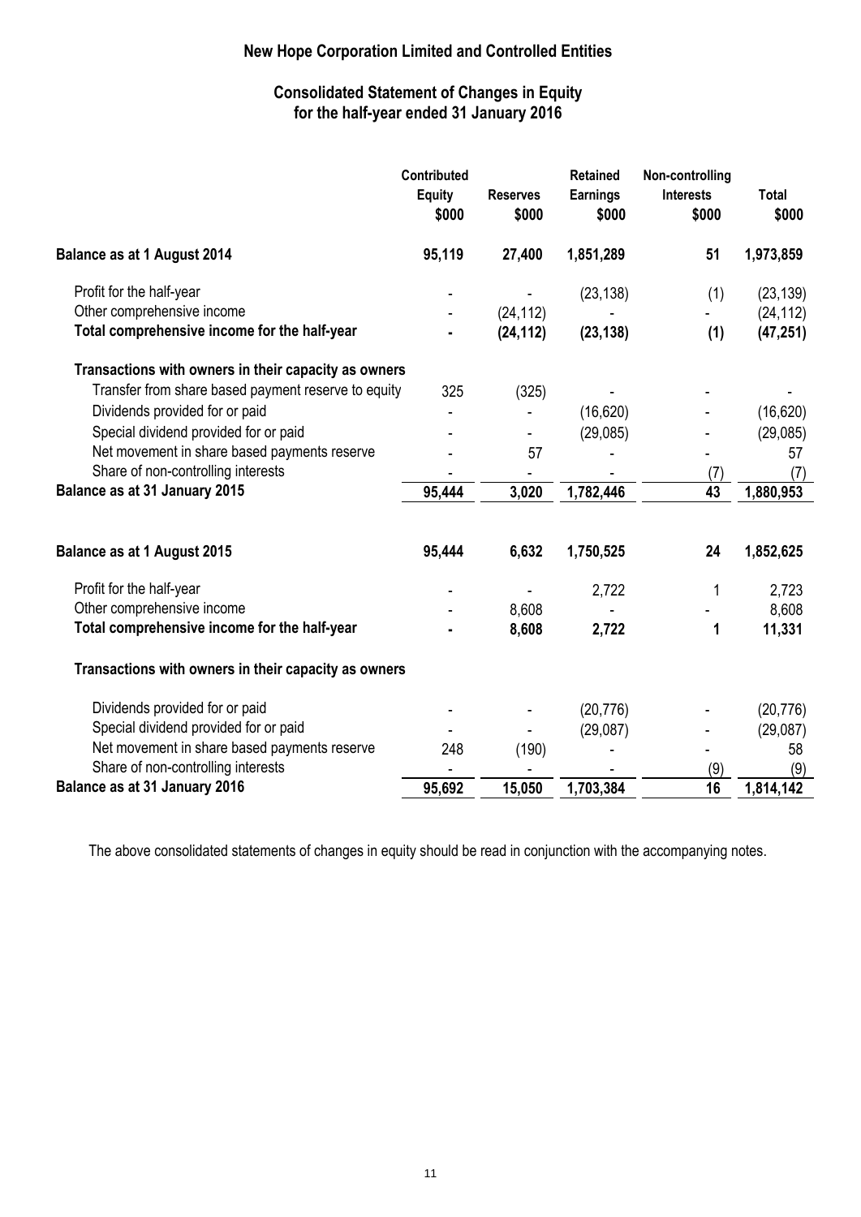# New Hope Corporation Limited and Controlled Entities

## Consolidated Statement of Changes in Equity for the half-year ended 31 January 2016

| | Contributed Equity $000 | Reserves $000 | Retained Earnings $000 | Non-controlling Interests $000 | Total $000 |
|---|---|---|---|---|---|
| **Balance as at 1 August 2014** | **95,119** | **27,400** | **1,851,289** | **51** | **1,973,859** |
| Profit for the half-year | - | - | (23,138) | (1) | (23,139) |
| Other comprehensive income | - | (24,112) | - | - | (24,112) |
| **Total comprehensive income for the half-year** | **-** | **(24,112)** | **(23,138)** | **(1)** | **(47,251)** |
| **Transactions with owners in their capacity as owners** | | | | | |
| Transfer from share based payment reserve to equity | 325 | (325) | - | - | - |
| Dividends provided for or paid | - | - | (16,620) | - | (16,620) |
| Special dividend provided for or paid | - | - | (29,085) | - | (29,085) |
| Net movement in share based payments reserve | - | 57 | - | - | 57 |
| Share of non-controlling interests | - | - | - | (7) | (7) |
| **Balance as at 31 January 2015** | **95,444** | **3,020** | **1,782,446** | **43** | **1,880,953** |
| | | | | | |
| **Balance as at 1 August 2015** | **95,444** | **6,632** | **1,750,525** | **24** | **1,852,625** |
| Profit for the half-year | - | - | 2,722 | 1 | 2,723 |
| Other comprehensive income | - | 8,608 | - | - | 8,608 |
| **Total comprehensive income for the half-year** | **-** | **8,608** | **2,722** | **1** | **11,331** |
| **Transactions with owners in their capacity as owners** | | | | | |
| Dividends provided for or paid | - | - | (20,776) | - | (20,776) |
| Special dividend provided for or paid | - | - | (29,087) | - | (29,087) |
| Net movement in share based payments reserve | 248 | (190) | - | - | 58 |
| Share of non-controlling interests | - | - | - | (9) | (9) |
| **Balance as at 31 January 2016** | **95,692** | **15,050** | **1,703,384** | **16** | **1,814,142** |

The above consolidated statements of changes in equity should be read in conjunction with the accompanying notes.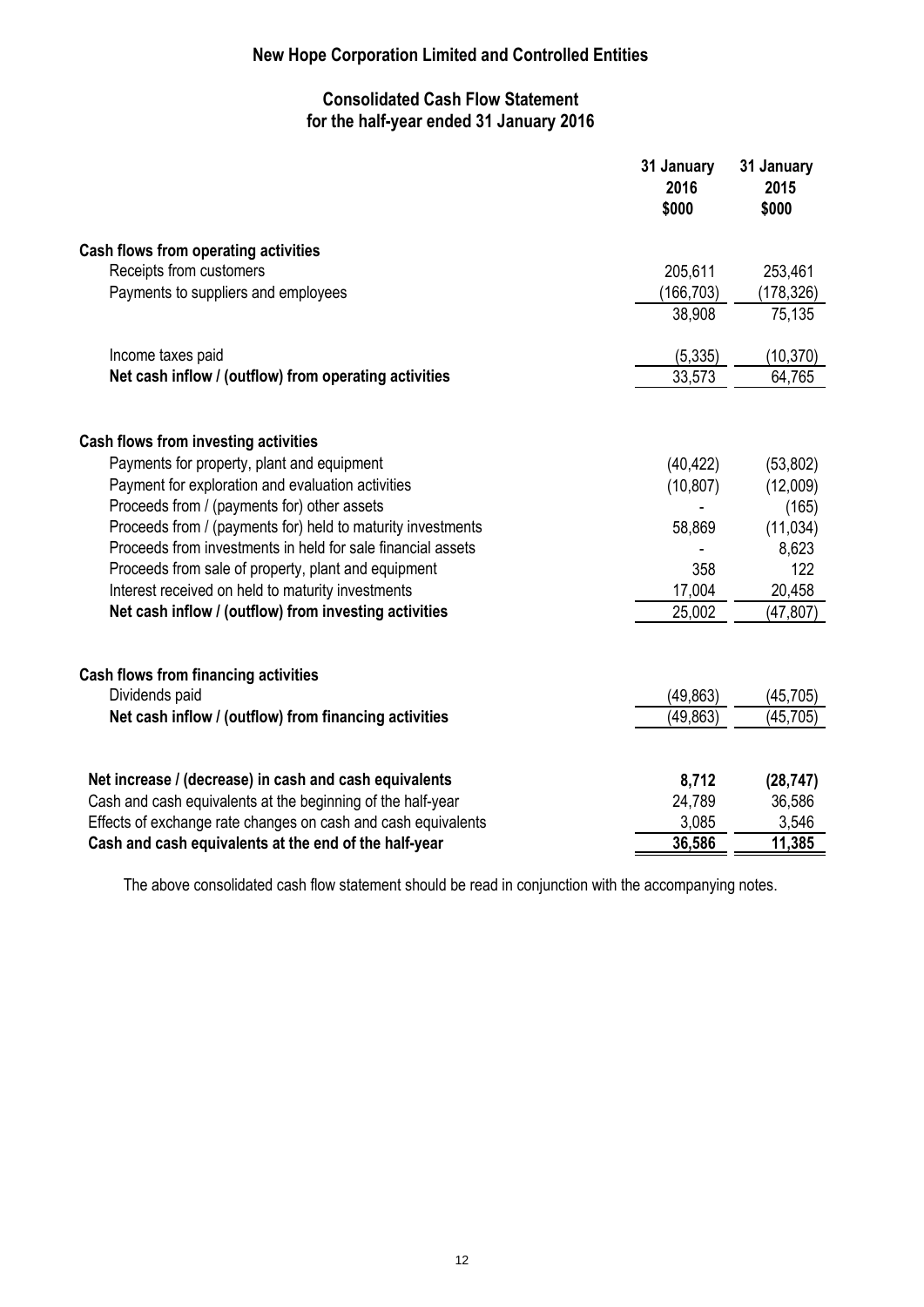# New Hope Corporation Limited and Controlled Entities

## Consolidated Cash Flow Statement
## for the half-year ended 31 January 2016

| | 31 January 2016 $000 | 31 January 2015 $000 |
|---|---|---|
| **Cash flows from operating activities** | | |
| Receipts from customers | 205,611 | 253,461 |
| Payments to suppliers and employees | (166,703) | (178,326) |
| | 38,908 | 75,135 |
| Income taxes paid | (5,335) | (10,370) |
| **Net cash inflow / (outflow) from operating activities** | 33,573 | 64,765 |
| **Cash flows from investing activities** | | |
| Payments for property, plant and equipment | (40,422) | (53,802) |
| Payment for exploration and evaluation activities | (10,807) | (12,009) |
| Proceeds from / (payments for) other assets | - | (165) |
| Proceeds from / (payments for) held to maturity investments | 58,869 | (11,034) |
| Proceeds from investments in held for sale financial assets | - | 8,623 |
| Proceeds from sale of property, plant and equipment | 358 | 122 |
| Interest received on held to maturity investments | 17,004 | 20,458 |
| **Net cash inflow / (outflow) from investing activities** | 25,002 | (47,807) |
| **Cash flows from financing activities** | | |
| Dividends paid | (49,863) | (45,705) |
| **Net cash inflow / (outflow) from financing activities** | (49,863) | (45,705) |
| **Net increase / (decrease) in cash and cash equivalents** | **8,712** | **(28,747)** |
| Cash and cash equivalents at the beginning of the half-year | 24,789 | 36,586 |
| Effects of exchange rate changes on cash and cash equivalents | 3,085 | 3,546 |
| **Cash and cash equivalents at the end of the half-year** | **36,586** | **11,385** |

The above consolidated cash flow statement should be read in conjunction with the accompanying notes.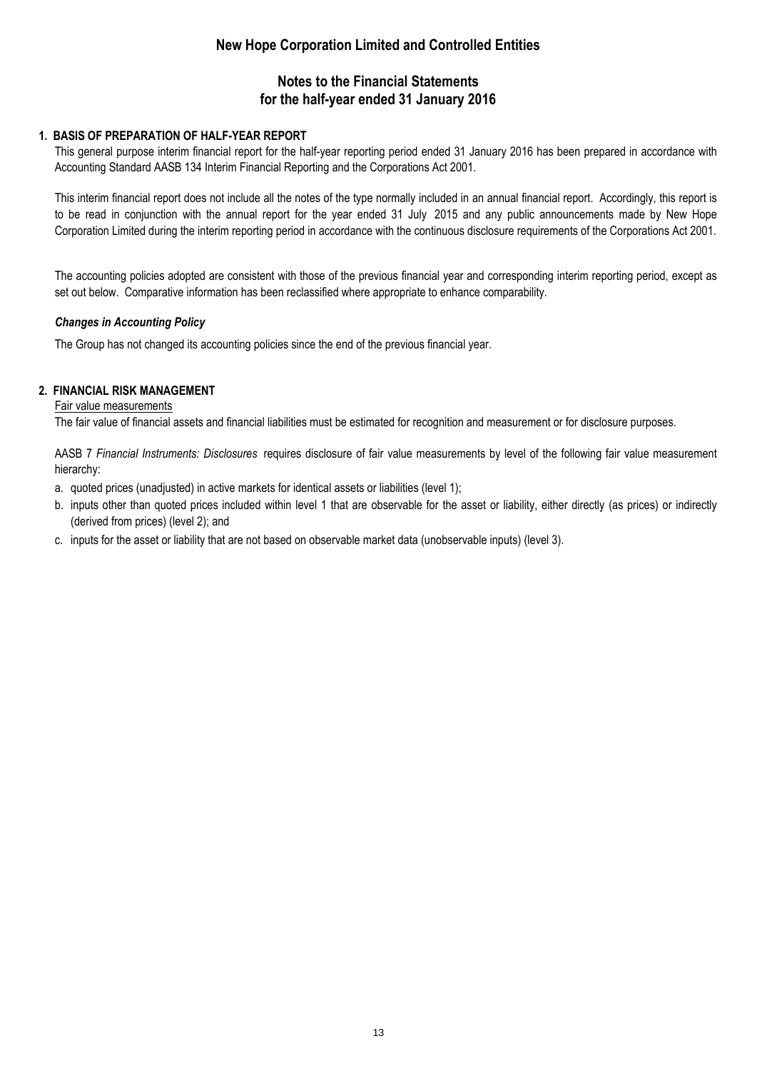# New Hope Corporation Limited and Controlled Entities

## Notes to the Financial Statements for the half-year ended 31 January 2016

### 1. BASIS OF PREPARATION OF HALF-YEAR REPORT

This general purpose interim financial report for the half-year reporting period ended 31 January 2016 has been prepared in accordance with Accounting Standard AASB 134 Interim Financial Reporting and the Corporations Act 2001.

This interim financial report does not include all the notes of the type normally included in an annual financial report. Accordingly, this report is to be read in conjunction with the annual report for the year ended 31 July 2015 and any public announcements made by New Hope Corporation Limited during the interim reporting period in accordance with the continuous disclosure requirements of the Corporations Act 2001.

The accounting policies adopted are consistent with those of the previous financial year and corresponding interim reporting period, except as set out below. Comparative information has been reclassified where appropriate to enhance comparability.

***Changes in Accounting Policy***

The Group has not changed its accounting policies since the end of the previous financial year.

### 2. FINANCIAL RISK MANAGEMENT

Fair value measurements

The fair value of financial assets and financial liabilities must be estimated for recognition and measurement or for disclosure purposes.

AASB 7 *Financial Instruments: Disclosures* requires disclosure of fair value measurements by level of the following fair value measurement hierarchy:

a. quoted prices (unadjusted) in active markets for identical assets or liabilities (level 1);
b. inputs other than quoted prices included within level 1 that are observable for the asset or liability, either directly (as prices) or indirectly (derived from prices) (level 2); and
c. inputs for the asset or liability that are not based on observable market data (unobservable inputs) (level 3).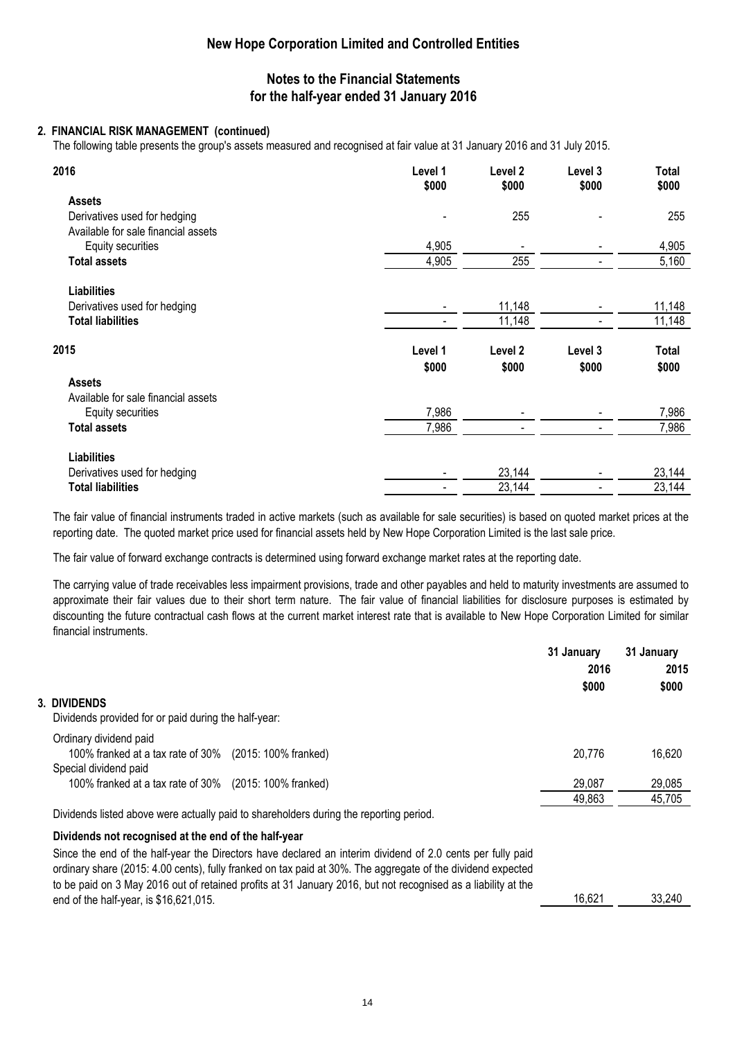## 2. FINANCIAL RISK MANAGEMENT (continued)

The following table presents the group's assets measured and recognised at fair value at 31 January 2016 and 31 July 2015.

| 2016 | Level 1 $000 | Level 2 $000 | Level 3 $000 | Total $000 |
|---|---|---|---|---|
| **Assets** | | | | |
| Derivatives used for hedging | - | 255 | - | 255 |
| Available for sale financial assets | | | | |
| Equity securities | 4,905 | - | - | 4,905 |
| **Total assets** | 4,905 | 255 | - | 5,160 |
| **Liabilities** | | | | |
| Derivatives used for hedging | - | 11,148 | - | 11,148 |
| **Total liabilities** | - | 11,148 | - | 11,148 |

| 2015 | Level 1 $000 | Level 2 $000 | Level 3 $000 | Total $000 |
|---|---|---|---|---|
| **Assets** | | | | |
| Available for sale financial assets | | | | |
| Equity securities | 7,986 | - | - | 7,986 |
| **Total assets** | 7,986 | - | - | 7,986 |
| **Liabilities** | | | | |
| Derivatives used for hedging | - | 23,144 | - | 23,144 |
| **Total liabilities** | - | 23,144 | - | 23,144 |

The fair value of financial instruments traded in active markets (such as available for sale securities) is based on quoted market prices at the reporting date. The quoted market price used for financial assets held by New Hope Corporation Limited is the last sale price.

The fair value of forward exchange contracts is determined using forward exchange market rates at the reporting date.

The carrying value of trade receivables less impairment provisions, trade and other payables and held to maturity investments are assumed to approximate their fair values due to their short term nature. The fair value of financial liabilities for disclosure purposes is estimated by discounting the future contractual cash flows at the current market interest rate that is available to New Hope Corporation Limited for similar financial instruments.

## 3. DIVIDENDS

| | 31 January 2016 $000 | 31 January 2015 $000 |
|---|---|---|
| Dividends provided for or paid during the half-year: | | |
| Ordinary dividend paid | | |
| 100% franked at a tax rate of 30% (2015: 100% franked) | 20,776 | 16,620 |
| Special dividend paid | | |
| 100% franked at a tax rate of 30% (2015: 100% franked) | 29,087 | 29,085 |
| | 49,863 | 45,705 |

Dividends listed above were actually paid to shareholders during the reporting period.

**Dividends not recognised at the end of the half-year**

| | 31 January 2016 $000 | 31 January 2015 $000 |
|---|---|---|
| Since the end of the half-year the Directors have declared an interim dividend of 2.0 cents per fully paid ordinary share (2015: 4.00 cents), fully franked on tax paid at 30%. The aggregate of the dividend expected to be paid on 3 May 2016 out of retained profits at 31 January 2016, but not recognised as a liability at the end of the half-year, is $16,621,015. | 16,621 | 33,240 |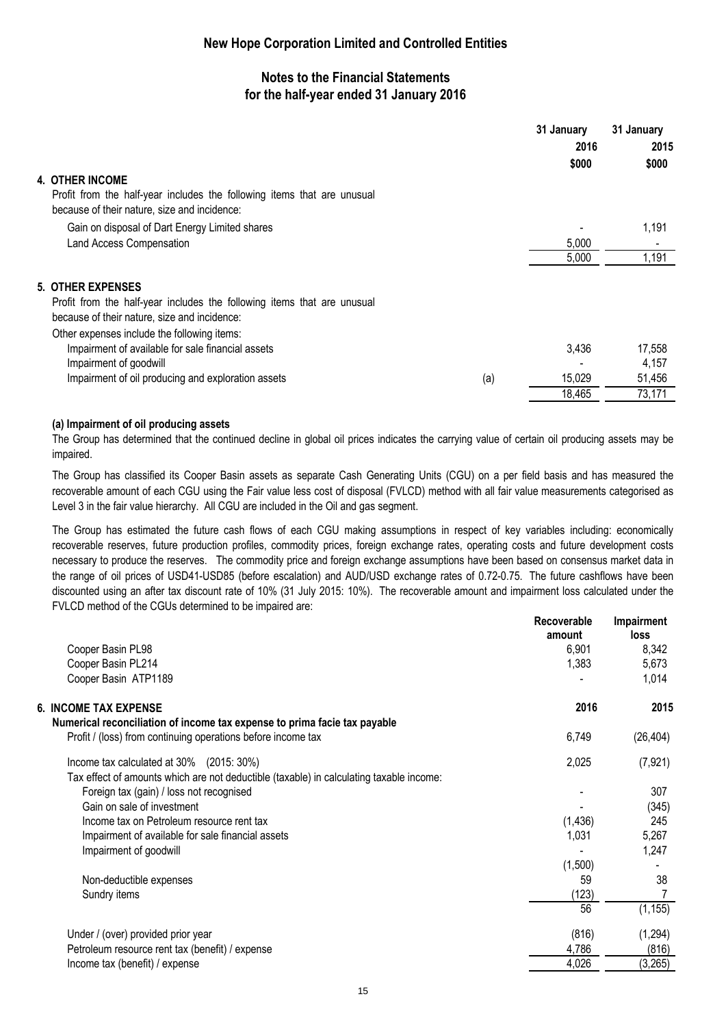## New Hope Corporation Limited and Controlled Entities

### Notes to the Financial Statements for the half-year ended 31 January 2016

| | | 31 January 2016 $000 | 31 January 2015 $000 |
|---|---|---|---|
| **4. OTHER INCOME** | | | |
| Profit from the half-year includes the following items that are unusual because of their nature, size and incidence: | | | |
| Gain on disposal of Dart Energy Limited shares | | - | 1,191 |
| Land Access Compensation | | 5,000 | - |
| | | 5,000 | 1,191 |
| **5. OTHER EXPENSES** | | | |
| Profit from the half-year includes the following items that are unusual because of their nature, size and incidence: | | | |
| Other expenses include the following items: | | | |
| Impairment of available for sale financial assets | | 3,436 | 17,558 |
| Impairment of goodwill | | - | 4,157 |
| Impairment of oil producing and exploration assets | (a) | 15,029 | 51,456 |
| | | 18,465 | 73,171 |

**(a) Impairment of oil producing assets**

The Group has determined that the continued decline in global oil prices indicates the carrying value of certain oil producing assets may be impaired.

The Group has classified its Cooper Basin assets as separate Cash Generating Units (CGU) on a per field basis and has measured the recoverable amount of each CGU using the Fair value less cost of disposal (FVLCD) method with all fair value measurements categorised as Level 3 in the fair value hierarchy. All CGU are included in the Oil and gas segment.

The Group has estimated the future cash flows of each CGU making assumptions in respect of key variables including: economically recoverable reserves, future production profiles, commodity prices, foreign exchange rates, operating costs and future development costs necessary to produce the reserves. The commodity price and foreign exchange assumptions have been based on consensus market data in the range of oil prices of USD41-USD85 (before escalation) and AUD/USD exchange rates of 0.72-0.75. The future cashflows have been discounted using an after tax discount rate of 10% (31 July 2015: 10%). The recoverable amount and impairment loss calculated under the FVLCD method of the CGUs determined to be impaired are:

| | Recoverable amount | Impairment loss |
|---|---|---|
| Cooper Basin PL98 | 6,901 | 8,342 |
| Cooper Basin PL214 | 1,383 | 5,673 |
| Cooper Basin ATP1189 | - | 1,014 |

| **6. INCOME TAX EXPENSE** | **2016** | **2015** |
|---|---|---|
| **Numerical reconciliation of income tax expense to prima facie tax payable** | | |
| Profit / (loss) from continuing operations before income tax | 6,749 | (26,404) |
| Income tax calculated at 30% (2015: 30%) | 2,025 | (7,921) |
| Tax effect of amounts which are not deductible (taxable) in calculating taxable income: | | |
| Foreign tax (gain) / loss not recognised | - | 307 |
| Gain on sale of investment | - | (345) |
| Income tax on Petroleum resource rent tax | (1,436) | 245 |
| Impairment of available for sale financial assets | 1,031 | 5,267 |
| Impairment of goodwill | - | 1,247 |
| | (1,500) | - |
| Non-deductible expenses | 59 | 38 |
| Sundry items | (123) | 7 |
| | 56 | (1,155) |
| Under / (over) provided prior year | (816) | (1,294) |
| Petroleum resource rent tax (benefit) / expense | 4,786 | (816) |
| Income tax (benefit) / expense | 4,026 | (3,265) |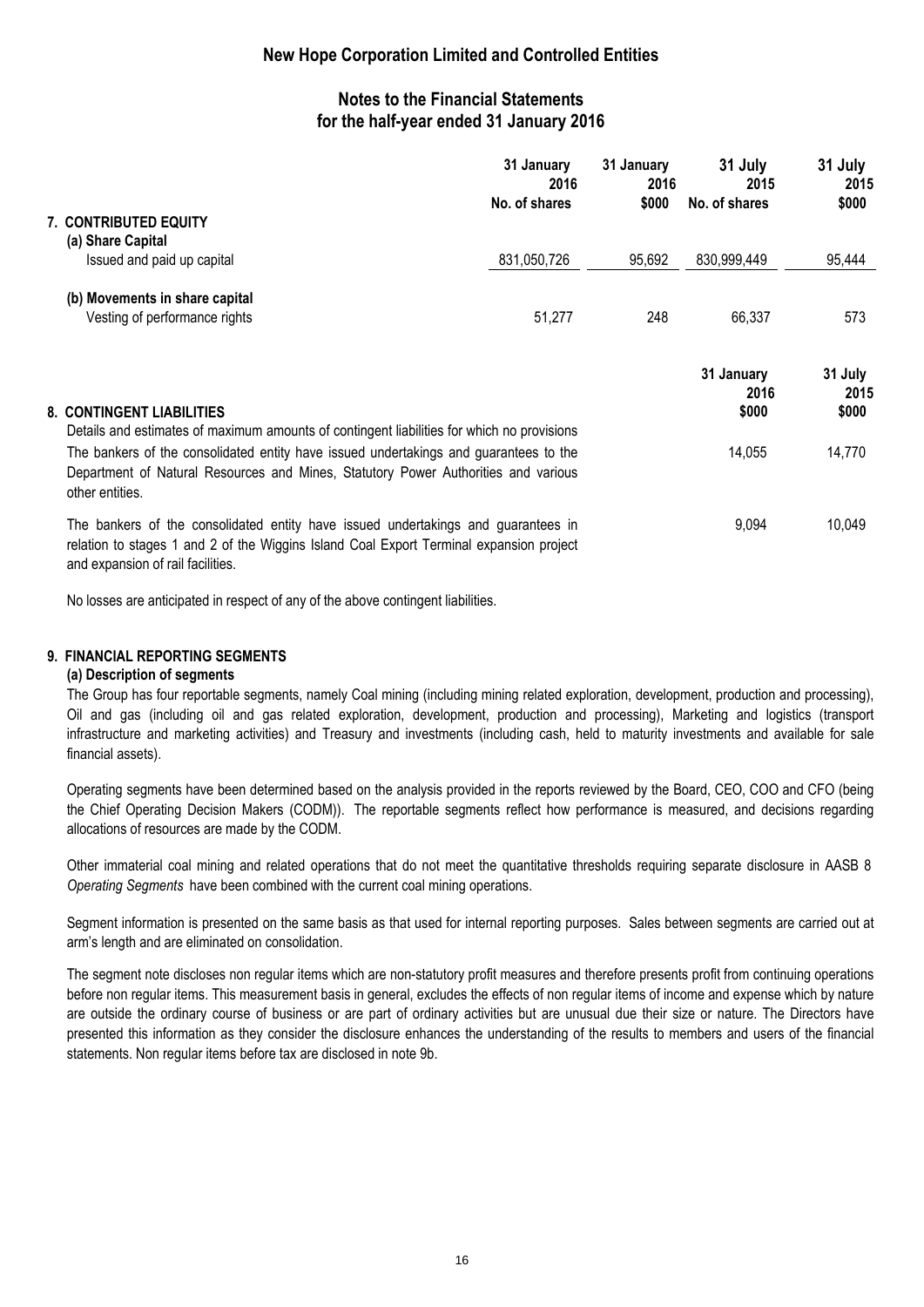# New Hope Corporation Limited and Controlled Entities

## Notes to the Financial Statements for the half-year ended 31 January 2016

| | 31 January 2016 No. of shares | 31 January 2016 $000 | 31 July 2015 No. of shares | 31 July 2015 $000 |
|---|---|---|---|---|
| **7. CONTRIBUTED EQUITY** | | | | |
| **(a) Share Capital** | | | | |
| Issued and paid up capital | 831,050,726 | 95,692 | 830,999,449 | 95,444 |
| **(b) Movements in share capital** | | | | |
| Vesting of performance rights | 51,277 | 248 | 66,337 | 573 |

| **8. CONTINGENT LIABILITIES** | 31 January 2016 $000 | 31 July 2015 $000 |
|---|---|---|
| Details and estimates of maximum amounts of contingent liabilities for which no provisions | | |
| The bankers of the consolidated entity have issued undertakings and guarantees to the Department of Natural Resources and Mines, Statutory Power Authorities and various other entities. | 14,055 | 14,770 |
| The bankers of the consolidated entity have issued undertakings and guarantees in relation to stages 1 and 2 of the Wiggins Island Coal Export Terminal expansion project and expansion of rail facilities. | 9,094 | 10,049 |

No losses are anticipated in respect of any of the above contingent liabilities.

### 9. FINANCIAL REPORTING SEGMENTS

**(a) Description of segments**

The Group has four reportable segments, namely Coal mining (including mining related exploration, development, production and processing), Oil and gas (including oil and gas related exploration, development, production and processing), Marketing and logistics (transport infrastructure and marketing activities) and Treasury and investments (including cash, held to maturity investments and available for sale financial assets).

Operating segments have been determined based on the analysis provided in the reports reviewed by the Board, CEO, COO and CFO (being the Chief Operating Decision Makers (CODM)). The reportable segments reflect how performance is measured, and decisions regarding allocations of resources are made by the CODM.

Other immaterial coal mining and related operations that do not meet the quantitative thresholds requiring separate disclosure in AASB 8 *Operating Segments* have been combined with the current coal mining operations.

Segment information is presented on the same basis as that used for internal reporting purposes. Sales between segments are carried out at arm's length and are eliminated on consolidation.

The segment note discloses non regular items which are non-statutory profit measures and therefore presents profit from continuing operations before non regular items. This measurement basis in general, excludes the effects of non regular items of income and expense which by nature are outside the ordinary course of business or are part of ordinary activities but are unusual due their size or nature. The Directors have presented this information as they consider the disclosure enhances the understanding of the results to members and users of the financial statements. Non regular items before tax are disclosed in note 9b.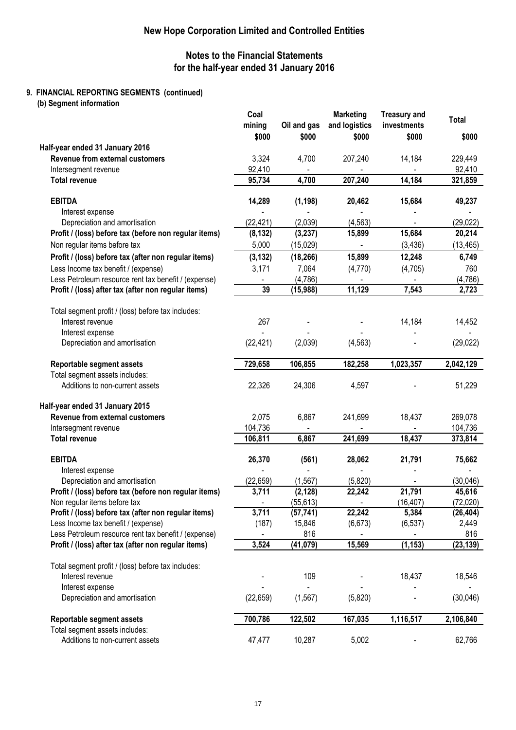# New Hope Corporation Limited and Controlled Entities

## Notes to the Financial Statements for the half-year ended 31 January 2016

### 9. FINANCIAL REPORTING SEGMENTS (continued)

**(b) Segment information**

| | Coal mining | Oil and gas | Marketing and logistics | Treasury and investments | Total |
|---|---|---|---|---|---|
| | $000 | $000 | $000 | $000 | $000 |
| **Half-year ended 31 January 2016** | | | | | |
| **Revenue from external customers** | 3,324 | 4,700 | 207,240 | 14,184 | 229,449 |
| Intersegment revenue | 92,410 | - | - | - | 92,410 |
| **Total revenue** | **95,734** | **4,700** | **207,240** | **14,184** | **321,859** |
| **EBITDA** | **14,289** | **(1,198)** | **20,462** | **15,684** | **49,237** |
| Interest expense | - | - | - | - | - |
| Depreciation and amortisation | (22,421) | (2,039) | (4,563) | - | (29,022) |
| **Profit / (loss) before tax (before non regular items)** | **(8,132)** | **(3,237)** | **15,899** | **15,684** | **20,214** |
| Non regular items before tax | 5,000 | (15,029) | - | (3,436) | (13,465) |
| **Profit / (loss) before tax (after non regular items)** | **(3,132)** | **(18,266)** | **15,899** | **12,248** | **6,749** |
| Less Income tax benefit / (expense) | 3,171 | 7,064 | (4,770) | (4,705) | 760 |
| Less Petroleum resource rent tax benefit / (expense) | - | (4,786) | - | - | (4,786) |
| **Profit / (loss) after tax (after non regular items)** | **39** | **(15,988)** | **11,129** | **7,543** | **2,723** |
| Total segment profit / (loss) before tax includes: | | | | | |
| Interest revenue | 267 | - | - | 14,184 | 14,452 |
| Interest expense | - | - | - | - | - |
| Depreciation and amortisation | (22,421) | (2,039) | (4,563) | - | (29,022) |
| **Reportable segment assets** | **729,658** | **106,855** | **182,258** | **1,023,357** | **2,042,129** |
| Total segment assets includes: | | | | | |
| Additions to non-current assets | 22,326 | 24,306 | 4,597 | - | 51,229 |
| **Half-year ended 31 January 2015** | | | | | |
| **Revenue from external customers** | 2,075 | 6,867 | 241,699 | 18,437 | 269,078 |
| Intersegment revenue | 104,736 | - | - | - | 104,736 |
| **Total revenue** | **106,811** | **6,867** | **241,699** | **18,437** | **373,814** |
| **EBITDA** | **26,370** | **(561)** | **28,062** | **21,791** | **75,662** |
| Interest expense | - | - | - | - | - |
| Depreciation and amortisation | (22,659) | (1,567) | (5,820) | - | (30,046) |
| **Profit / (loss) before tax (before non regular items)** | **3,711** | **(2,128)** | **22,242** | **21,791** | **45,616** |
| Non regular items before tax | - | (55,613) | - | (16,407) | (72,020) |
| **Profit / (loss) before tax (after non regular items)** | **3,711** | **(57,741)** | **22,242** | **5,384** | **(26,404)** |
| Less Income tax benefit / (expense) | (187) | 15,846 | (6,673) | (6,537) | 2,449 |
| Less Petroleum resource rent tax benefit / (expense) | - | 816 | - | - | 816 |
| **Profit / (loss) after tax (after non regular items)** | **3,524** | **(41,079)** | **15,569** | **(1,153)** | **(23,139)** |
| Total segment profit / (loss) before tax includes: | | | | | |
| Interest revenue | - | 109 | - | 18,437 | 18,546 |
| Interest expense | - | - | - | - | - |
| Depreciation and amortisation | (22,659) | (1,567) | (5,820) | - | (30,046) |
| **Reportable segment assets** | **700,786** | **122,502** | **167,035** | **1,116,517** | **2,106,840** |
| Total segment assets includes: | | | | | |
| Additions to non-current assets | 47,477 | 10,287 | 5,002 | - | 62,766 |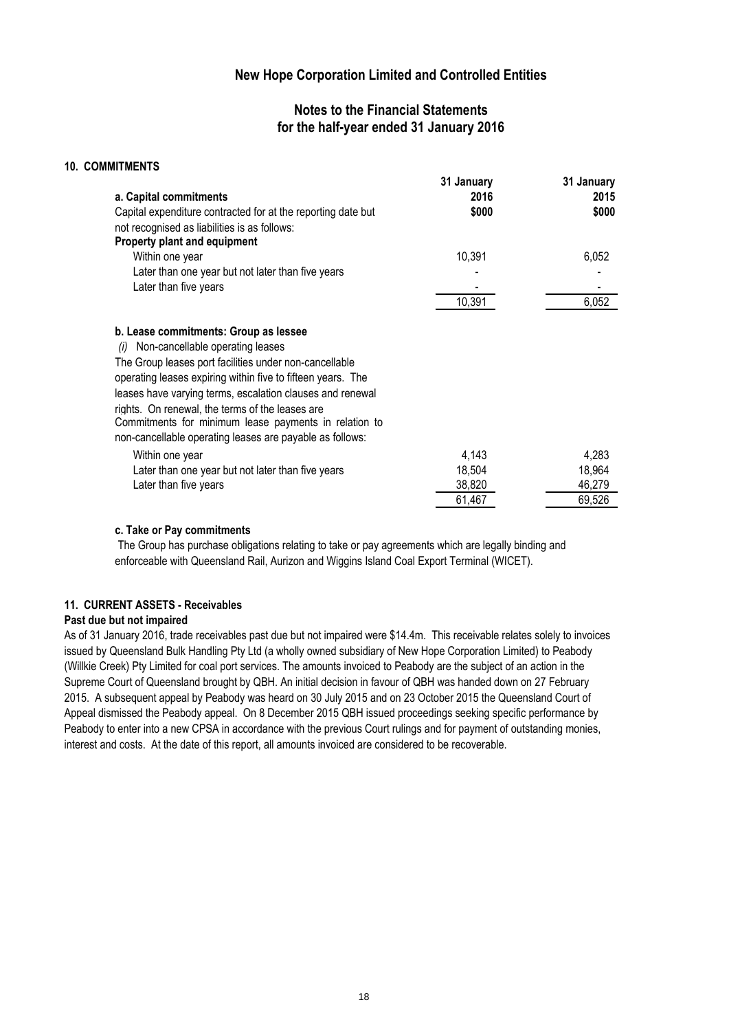# New Hope Corporation Limited and Controlled Entities

## Notes to the Financial Statements for the half-year ended 31 January 2016

### 10. COMMITMENTS

| | 31 January 2016 | 31 January 2015 |
|---|---|---|
| **a. Capital commitments** | | |
| Capital expenditure contracted for at the reporting date but not recognised as liabilities is as follows: | **$000** | **$000** |
| **Property plant and equipment** | | |
| Within one year | 10,391 | 6,052 |
| Later than one year but not later than five years | - | - |
| Later than five years | - | - |
| | 10,391 | 6,052 |

**b. Lease commitments: Group as lessee**

*(i)* Non-cancellable operating leases

The Group leases port facilities under non-cancellable operating leases expiring within five to fifteen years. The leases have varying terms, escalation clauses and renewal rights. On renewal, the terms of the leases are
Commitments for minimum lease payments in relation to non-cancellable operating leases are payable as follows:

| | 31 January 2016 | 31 January 2015 |
|---|---|---|
| Within one year | 4,143 | 4,283 |
| Later than one year but not later than five years | 18,504 | 18,964 |
| Later than five years | 38,820 | 46,279 |
| | 61,467 | 69,526 |

**c. Take or Pay commitments**

The Group has purchase obligations relating to take or pay agreements which are legally binding and enforceable with Queensland Rail, Aurizon and Wiggins Island Coal Export Terminal (WICET).

### 11. CURRENT ASSETS - Receivables

**Past due but not impaired**

As of 31 January 2016, trade receivables past due but not impaired were $14.4m. This receivable relates solely to invoices issued by Queensland Bulk Handling Pty Ltd (a wholly owned subsidiary of New Hope Corporation Limited) to Peabody (Willkie Creek) Pty Limited for coal port services. The amounts invoiced to Peabody are the subject of an action in the Supreme Court of Queensland brought by QBH. An initial decision in favour of QBH was handed down on 27 February 2015. A subsequent appeal by Peabody was heard on 30 July 2015 and on 23 October 2015 the Queensland Court of Appeal dismissed the Peabody appeal. On 8 December 2015 QBH issued proceedings seeking specific performance by Peabody to enter into a new CPSA in accordance with the previous Court rulings and for payment of outstanding monies, interest and costs. At the date of this report, all amounts invoiced are considered to be recoverable.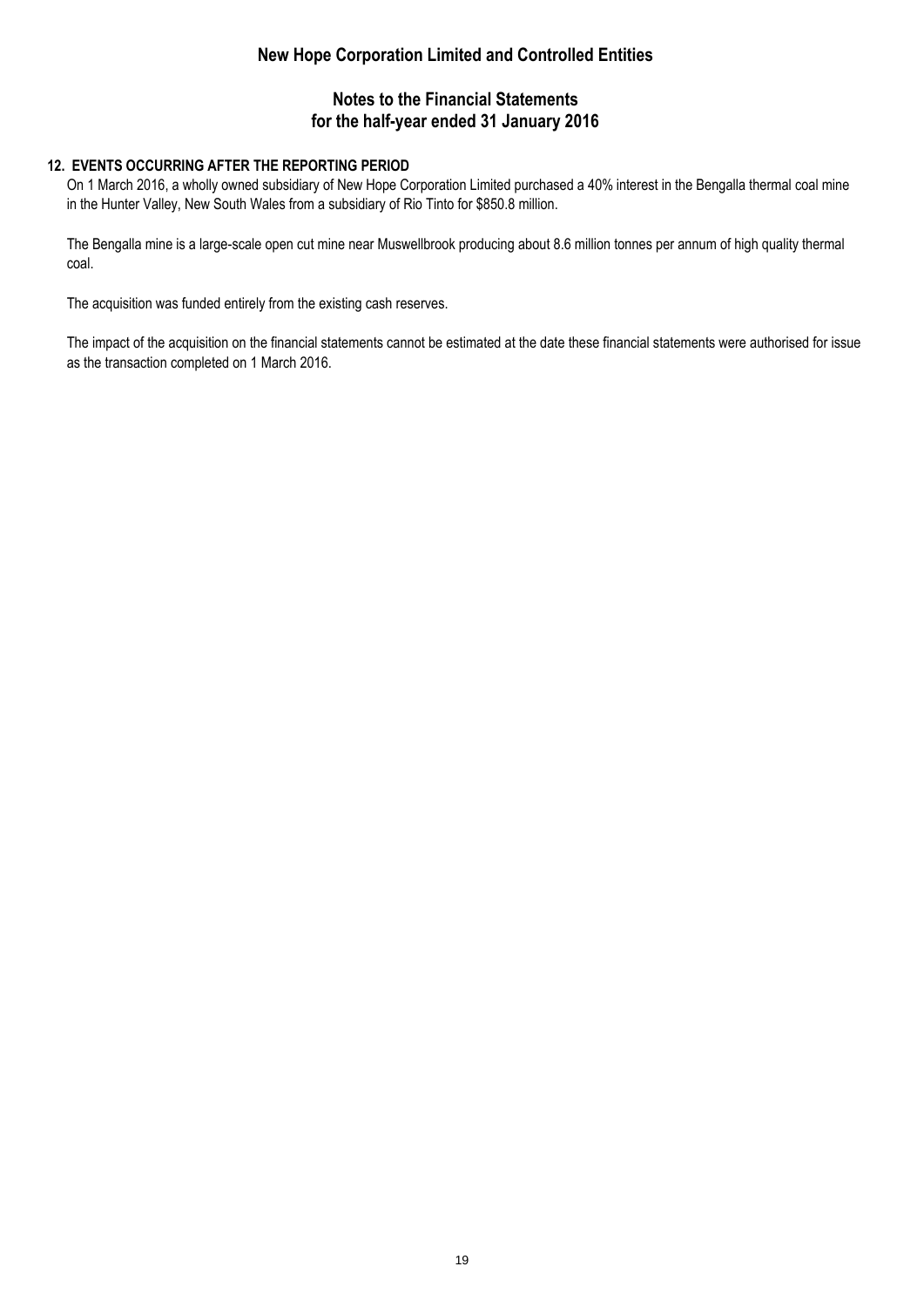# New Hope Corporation Limited and Controlled Entities

## Notes to the Financial Statements for the half-year ended 31 January 2016

### 12. EVENTS OCCURRING AFTER THE REPORTING PERIOD

On 1 March 2016, a wholly owned subsidiary of New Hope Corporation Limited purchased a 40% interest in the Bengalla thermal coal mine in the Hunter Valley, New South Wales from a subsidiary of Rio Tinto for $850.8 million.

The Bengalla mine is a large-scale open cut mine near Muswellbrook producing about 8.6 million tonnes per annum of high quality thermal coal.

The acquisition was funded entirely from the existing cash reserves.

The impact of the acquisition on the financial statements cannot be estimated at the date these financial statements were authorised for issue as the transaction completed on 1 March 2016.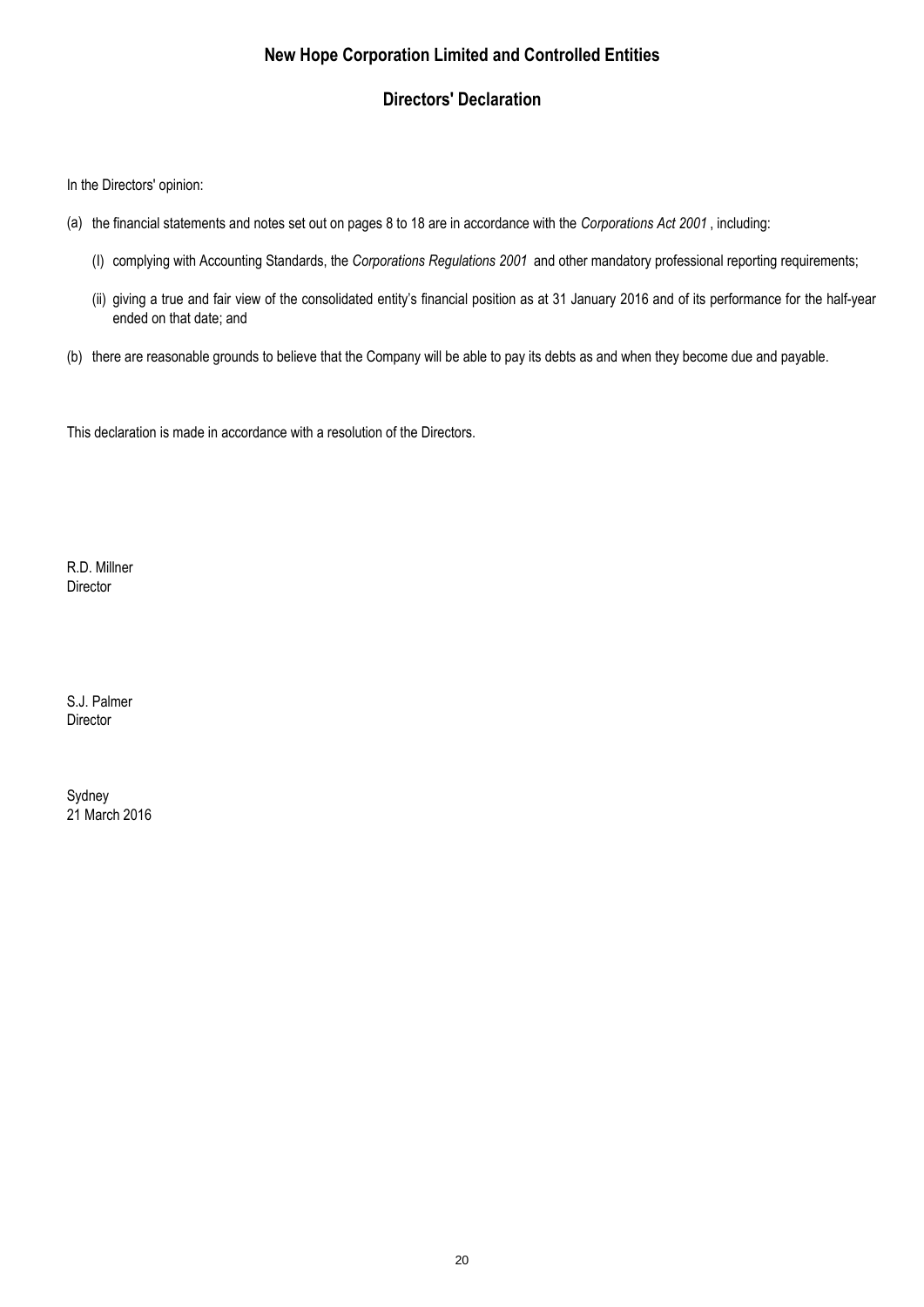# New Hope Corporation Limited and Controlled Entities

## Directors' Declaration

In the Directors' opinion:

(a) the financial statements and notes set out on pages 8 to 18 are in accordance with the *Corporations Act 2001* , including:

(I) complying with Accounting Standards, the *Corporations Regulations 2001* and other mandatory professional reporting requirements;

(ii) giving a true and fair view of the consolidated entity's financial position as at 31 January 2016 and of its performance for the half-year ended on that date; and

(b) there are reasonable grounds to believe that the Company will be able to pay its debts as and when they become due and payable.

This declaration is made in accordance with a resolution of the Directors.

R.D. Millner
Director

S.J. Palmer
Director

Sydney
21 March 2016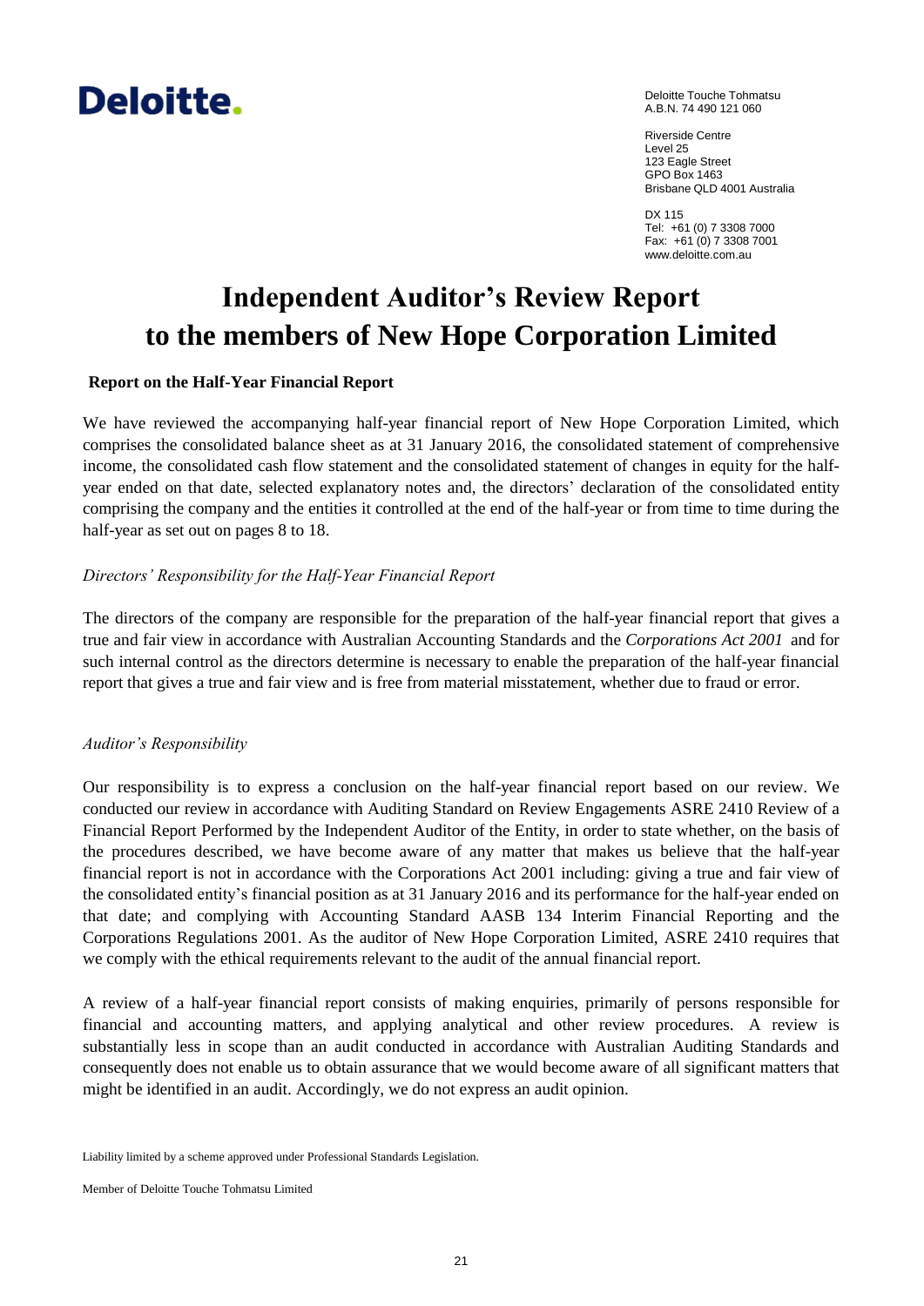Deloitte.

Deloitte Touche Tohmatsu
A.B.N. 74 490 121 060

Riverside Centre
Level 25
123 Eagle Street
GPO Box 1463
Brisbane QLD 4001 Australia

DX 115
Tel: +61 (0) 7 3308 7000
Fax: +61 (0) 7 3308 7001
www.deloitte.com.au

# Independent Auditor's Review Report to the members of New Hope Corporation Limited

**Report on the Half-Year Financial Report**

We have reviewed the accompanying half-year financial report of New Hope Corporation Limited, which comprises the consolidated balance sheet as at 31 January 2016, the consolidated statement of comprehensive income, the consolidated cash flow statement and the consolidated statement of changes in equity for the half-year ended on that date, selected explanatory notes and, the directors' declaration of the consolidated entity comprising the company and the entities it controlled at the end of the half-year or from time to time during the half-year as set out on pages 8 to 18.

*Directors' Responsibility for the Half-Year Financial Report*

The directors of the company are responsible for the preparation of the half-year financial report that gives a true and fair view in accordance with Australian Accounting Standards and the *Corporations Act 2001* and for such internal control as the directors determine is necessary to enable the preparation of the half-year financial report that gives a true and fair view and is free from material misstatement, whether due to fraud or error.

*Auditor's Responsibility*

Our responsibility is to express a conclusion on the half-year financial report based on our review. We conducted our review in accordance with Auditing Standard on Review Engagements ASRE 2410 Review of a Financial Report Performed by the Independent Auditor of the Entity, in order to state whether, on the basis of the procedures described, we have become aware of any matter that makes us believe that the half-year financial report is not in accordance with the Corporations Act 2001 including: giving a true and fair view of the consolidated entity's financial position as at 31 January 2016 and its performance for the half-year ended on that date; and complying with Accounting Standard AASB 134 Interim Financial Reporting and the Corporations Regulations 2001. As the auditor of New Hope Corporation Limited, ASRE 2410 requires that we comply with the ethical requirements relevant to the audit of the annual financial report.

A review of a half-year financial report consists of making enquiries, primarily of persons responsible for financial and accounting matters, and applying analytical and other review procedures. A review is substantially less in scope than an audit conducted in accordance with Australian Auditing Standards and consequently does not enable us to obtain assurance that we would become aware of all significant matters that might be identified in an audit. Accordingly, we do not express an audit opinion.

Liability limited by a scheme approved under Professional Standards Legislation.

Member of Deloitte Touche Tohmatsu Limited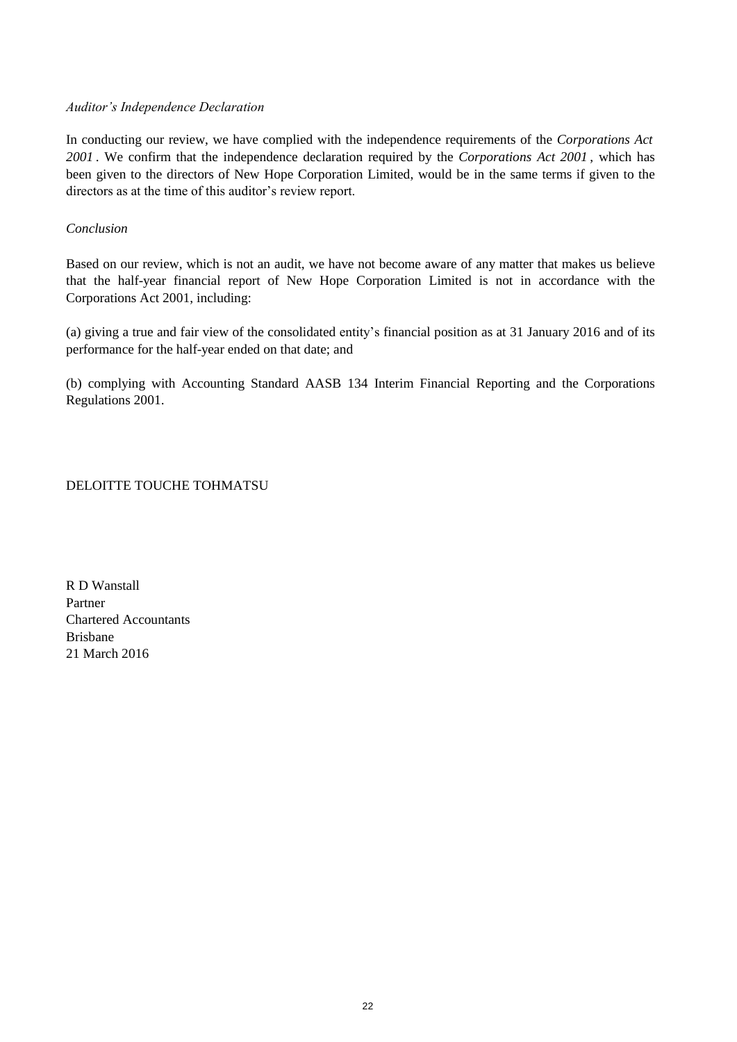*Auditor's Independence Declaration*

In conducting our review, we have complied with the independence requirements of the *Corporations Act 2001*. We confirm that the independence declaration required by the *Corporations Act 2001*, which has been given to the directors of New Hope Corporation Limited, would be in the same terms if given to the directors as at the time of this auditor's review report.

*Conclusion*

Based on our review, which is not an audit, we have not become aware of any matter that makes us believe that the half-year financial report of New Hope Corporation Limited is not in accordance with the Corporations Act 2001, including:

(a) giving a true and fair view of the consolidated entity's financial position as at 31 January 2016 and of its performance for the half-year ended on that date; and

(b) complying with Accounting Standard AASB 134 Interim Financial Reporting and the Corporations Regulations 2001.

DELOITTE TOUCHE TOHMATSU

R D Wanstall
Partner
Chartered Accountants
Brisbane
21 March 2016